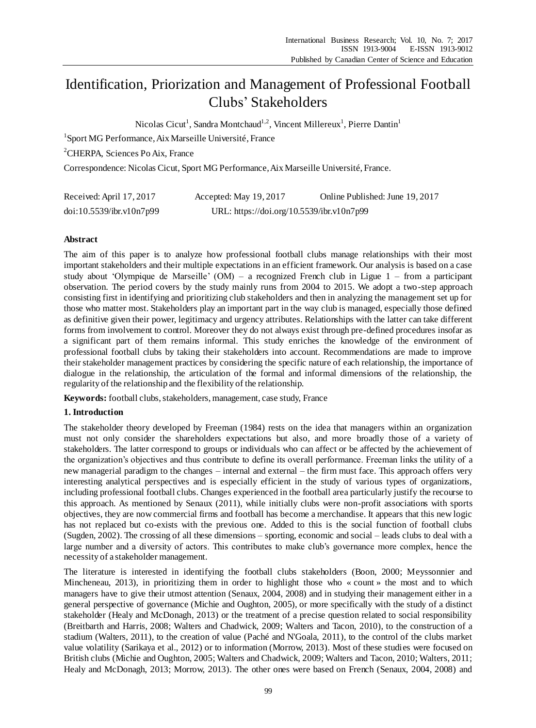# Identification, Priorization and Management of Professional Football Clubs' Stakeholders

Nicolas Cicut[1], Sandra Montchaud[1,2], Vincent Millereux[1], Pierre Dantin[1]

[1]Sport MG Performance, Aix Marseille Université, France

[2]CHERPA, Sciences Po Aix, France

Correspondence: Nicolas Cicut, Sport MG Performance, Aix Marseille Université, France.

Received: April 17, 2017 Accepted: May 19, 2017 Online Published: June 19, 2017

doi:10.5539/ibr.v10n7p99 URL: https://doi.org/10.5539/ibr.v10n7p99

## Abstract

The aim of this paper is to analyze how professional football clubs manage relationships with their most important stakeholders and their multiple expectations in an efficient framework. Our analysis is based on a case study about 'Olympique de Marseille' (OM) – a recognized French club in Ligue 1 – from a participant observation. The period covers by the study mainly runs from 2004 to 2015. We adopt a two-step approach consisting first in identifying and prioritizing club stakeholders and then in analyzing the management set up for those who matter most. Stakeholders play an important part in the way club is managed, especially those defined as definitive given their power, legitimacy and urgency attributes. Relationships with the latter can take different forms from involvement to control. Moreover they do not always exist through pre-defined procedures insofar as a significant part of them remains informal. This study enriches the knowledge of the environment of professional football clubs by taking their stakeholders into account. Recommendations are made to improve their stakeholder management practices by considering the specific nature of each relationship, the importance of dialogue in the relationship, the articulation of the formal and informal dimensions of the relationship, the regularity of the relationship and the flexibility of the relationship.

**Keywords:** football clubs, stakeholders, management, case study, France

## 1. Introduction

The stakeholder theory developed by Freeman (1984) rests on the idea that managers within an organization must not only consider the shareholders expectations but also, and more broadly those of a variety of stakeholders. The latter correspond to groups or individuals who can affect or be affected by the achievement of the organization's objectives and thus contribute to define its overall performance. Freeman links the utility of a new managerial paradigm to the changes – internal and external – the firm must face. This approach offers very interesting analytical perspectives and is especially efficient in the study of various types of organizations, including professional football clubs. Changes experienced in the football area particularly justify the recourse to this approach. As mentioned by Senaux (2011), while initially clubs were non-profit associations with sports objectives, they are now commercial firms and football has become a merchandise. It appears that this new logic has not replaced but co-exists with the previous one. Added to this is the social function of football clubs (Sugden, 2002). The crossing of all these dimensions – sporting, economic and social – leads clubs to deal with a large number and a diversity of actors. This contributes to make club's governance more complex, hence the necessity of a stakeholder management.

The literature is interested in identifying the football clubs stakeholders (Boon, 2000; Meyssonnier and Mincheneau, 2013), in prioritizing them in order to highlight those who « count » the most and to which managers have to give their utmost attention (Senaux, 2004, 2008) and in studying their management either in a general perspective of governance (Michie and Oughton, 2005), or more specifically with the study of a distinct stakeholder (Healy and McDonagh, 2013) or the treatment of a precise question related to social responsibility (Breitbarth and Harris, 2008; Walters and Chadwick, 2009; Walters and Tacon, 2010), to the construction of a stadium (Walters, 2011), to the creation of value (Paché and N'Goala, 2011), to the control of the clubs market value volatility (Sarikaya et al., 2012) or to information (Morrow, 2013). Most of these studies were focused on British clubs (Michie and Oughton, 2005; Walters and Chadwick, 2009; Walters and Tacon, 2010; Walters, 2011; Healy and McDonagh, 2013; Morrow, 2013). The other ones were based on French (Senaux, 2004, 2008) and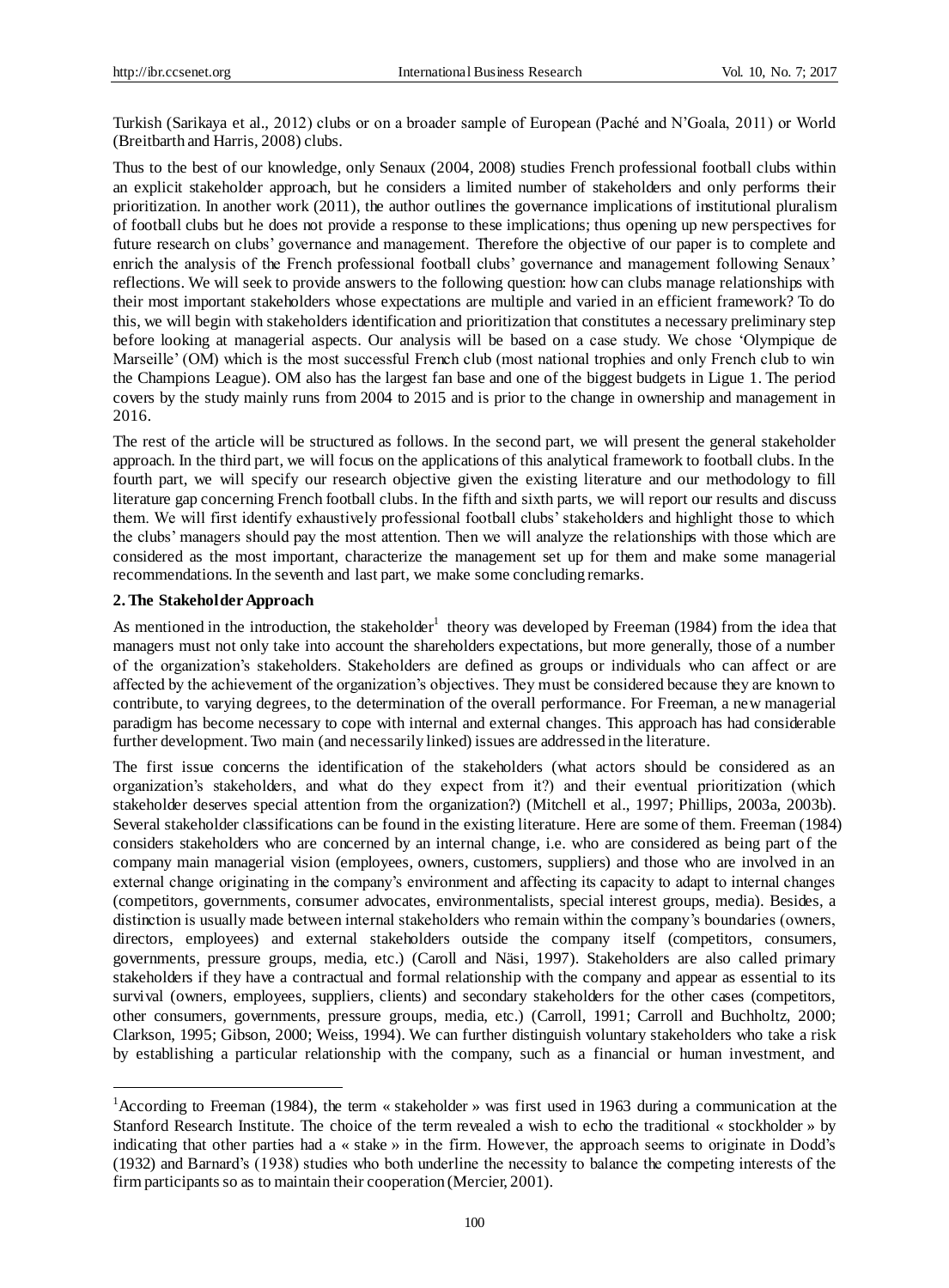Turkish (Sarikaya et al., 2012) clubs or on a broader sample of European (Paché and N'Goala, 2011) or World (Breitbarth and Harris, 2008) clubs.

Thus to the best of our knowledge, only Senaux (2004, 2008) studies French professional football clubs within an explicit stakeholder approach, but he considers a limited number of stakeholders and only performs their prioritization. In another work (2011), the author outlines the governance implications of institutional pluralism of football clubs but he does not provide a response to these implications; thus opening up new perspectives for future research on clubs' governance and management. Therefore the objective of our paper is to complete and enrich the analysis of the French professional football clubs' governance and management following Senaux' reflections. We will seek to provide answers to the following question: how can clubs manage relationships with their most important stakeholders whose expectations are multiple and varied in an efficient framework? To do this, we will begin with stakeholders identification and prioritization that constitutes a necessary preliminary step before looking at managerial aspects. Our analysis will be based on a case study. We chose 'Olympique de Marseille' (OM) which is the most successful French club (most national trophies and only French club to win the Champions League). OM also has the largest fan base and one of the biggest budgets in Ligue 1. The period covers by the study mainly runs from 2004 to 2015 and is prior to the change in ownership and management in 2016.

The rest of the article will be structured as follows. In the second part, we will present the general stakeholder approach. In the third part, we will focus on the applications of this analytical framework to football clubs. In the fourth part, we will specify our research objective given the existing literature and our methodology to fill literature gap concerning French football clubs. In the fifth and sixth parts, we will report our results and discuss them. We will first identify exhaustively professional football clubs' stakeholders and highlight those to which the clubs' managers should pay the most attention. Then we will analyze the relationships with those which are considered as the most important, characterize the management set up for them and make some managerial recommendations. In the seventh and last part, we make some concluding remarks.

## 2. The Stakeholder Approach

As mentioned in the introduction, the stakeholder[1] theory was developed by Freeman (1984) from the idea that managers must not only take into account the shareholders expectations, but more generally, those of a number of the organization's stakeholders. Stakeholders are defined as groups or individuals who can affect or are affected by the achievement of the organization's objectives. They must be considered because they are known to contribute, to varying degrees, to the determination of the overall performance. For Freeman, a new managerial paradigm has become necessary to cope with internal and external changes. This approach has had considerable further development. Two main (and necessarily linked) issues are addressed in the literature.

The first issue concerns the identification of the stakeholders (what actors should be considered as an organization's stakeholders, and what do they expect from it?) and their eventual prioritization (which stakeholder deserves special attention from the organization?) (Mitchell et al., 1997; Phillips, 2003a, 2003b). Several stakeholder classifications can be found in the existing literature. Here are some of them. Freeman (1984) considers stakeholders who are concerned by an internal change, i.e. who are considered as being part of the company main managerial vision (employees, owners, customers, suppliers) and those who are involved in an external change originating in the company's environment and affecting its capacity to adapt to internal changes (competitors, governments, consumer advocates, environmentalists, special interest groups, media). Besides, a distinction is usually made between internal stakeholders who remain within the company's boundaries (owners, directors, employees) and external stakeholders outside the company itself (competitors, consumers, governments, pressure groups, media, etc.) (Caroll and Näsi, 1997). Stakeholders are also called primary stakeholders if they have a contractual and formal relationship with the company and appear as essential to its survival (owners, employees, suppliers, clients) and secondary stakeholders for the other cases (competitors, other consumers, governments, pressure groups, media, etc.) (Carroll, 1991; Carroll and Buchholtz, 2000; Clarkson, 1995; Gibson, 2000; Weiss, 1994). We can further distinguish voluntary stakeholders who take a risk by establishing a particular relationship with the company, such as a financial or human investment, and

[1] According to Freeman (1984), the term « stakeholder » was first used in 1963 during a communication at the Stanford Research Institute. The choice of the term revealed a wish to echo the traditional « stockholder » by indicating that other parties had a « stake » in the firm. However, the approach seems to originate in Dodd's (1932) and Barnard's (1938) studies who both underline the necessity to balance the competing interests of the firm participants so as to maintain their cooperation (Mercier, 2001).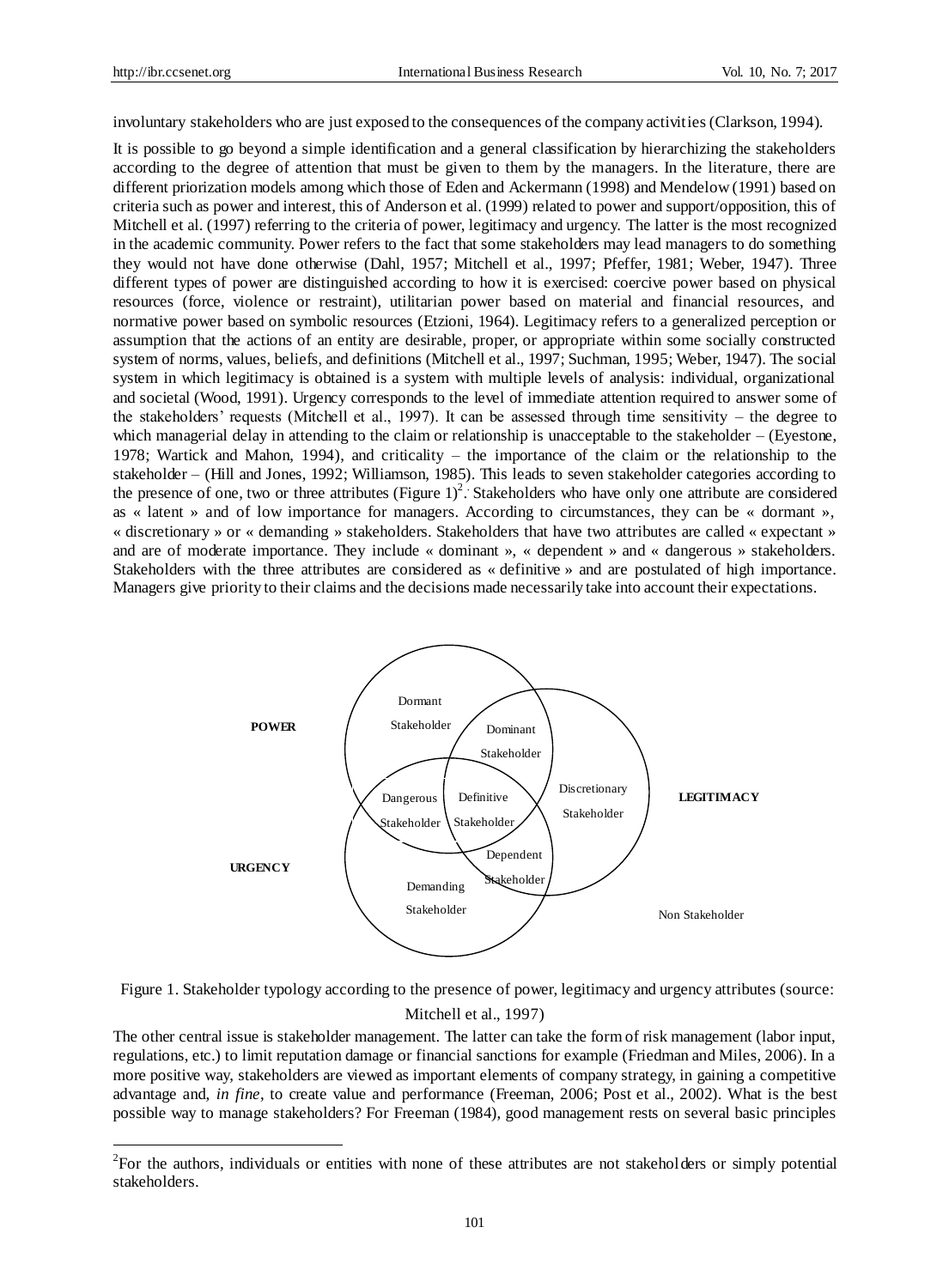involuntary stakeholders who are just exposed to the consequences of the company activities (Clarkson, 1994).

It is possible to go beyond a simple identification and a general classification by hierarchizing the stakeholders according to the degree of attention that must be given to them by the managers. In the literature, there are different priorization models among which those of Eden and Ackermann (1998) and Mendelow (1991) based on criteria such as power and interest, this of Anderson et al. (1999) related to power and support/opposition, this of Mitchell et al. (1997) referring to the criteria of power, legitimacy and urgency. The latter is the most recognized in the academic community. Power refers to the fact that some stakeholders may lead managers to do something they would not have done otherwise (Dahl, 1957; Mitchell et al., 1997; Pfeffer, 1981; Weber, 1947). Three different types of power are distinguished according to how it is exercised: coercive power based on physical resources (force, violence or restraint), utilitarian power based on material and financial resources, and normative power based on symbolic resources (Etzioni, 1964). Legitimacy refers to a generalized perception or assumption that the actions of an entity are desirable, proper, or appropriate within some socially constructed system of norms, values, beliefs, and definitions (Mitchell et al., 1997; Suchman, 1995; Weber, 1947). The social system in which legitimacy is obtained is a system with multiple levels of analysis: individual, organizational and societal (Wood, 1991). Urgency corresponds to the level of immediate attention required to answer some of the stakeholders' requests (Mitchell et al., 1997). It can be assessed through time sensitivity – the degree to which managerial delay in attending to the claim or relationship is unacceptable to the stakeholder – (Eyestone, 1978; Wartick and Mahon, 1994), and criticality – the importance of the claim or the relationship to the stakeholder – (Hill and Jones, 1992; Williamson, 1985). This leads to seven stakeholder categories according to the presence of one, two or three attributes (Figure 1)[2]. Stakeholders who have only one attribute are considered as « latent » and of low importance for managers. According to circumstances, they can be « dormant », « discretionary » or « demanding » stakeholders. Stakeholders that have two attributes are called « expectant » and are of moderate importance. They include « dominant », « dependent » and « dangerous » stakeholders. Stakeholders with the three attributes are considered as « definitive » and are postulated of high importance. Managers give priority to their claims and the decisions made necessarily take into account their expectations.

POWER

LEGITIMACY

URGENCY

Dormant Stakeholder

Dominant Stakeholder

Discretionary Stakeholder

Dangerous Stakeholder

Definitive Stakeholder

Dependent Stakeholder

Demanding Stakeholder

Non Stakeholder

Figure 1. Stakeholder typology according to the presence of power, legitimacy and urgency attributes (source: Mitchell et al., 1997)

The other central issue is stakeholder management. The latter can take the form of risk management (labor input, regulations, etc.) to limit reputation damage or financial sanctions for example (Friedman and Miles, 2006). In a more positive way, stakeholders are viewed as important elements of company strategy, in gaining a competitive advantage and, *in fine*, to create value and performance (Freeman, 2006; Post et al., 2002). What is the best possible way to manage stakeholders? For Freeman (1984), good management rests on several basic principles

[2]For the authors, individuals or entities with none of these attributes are not stakeholders or simply potential stakeholders.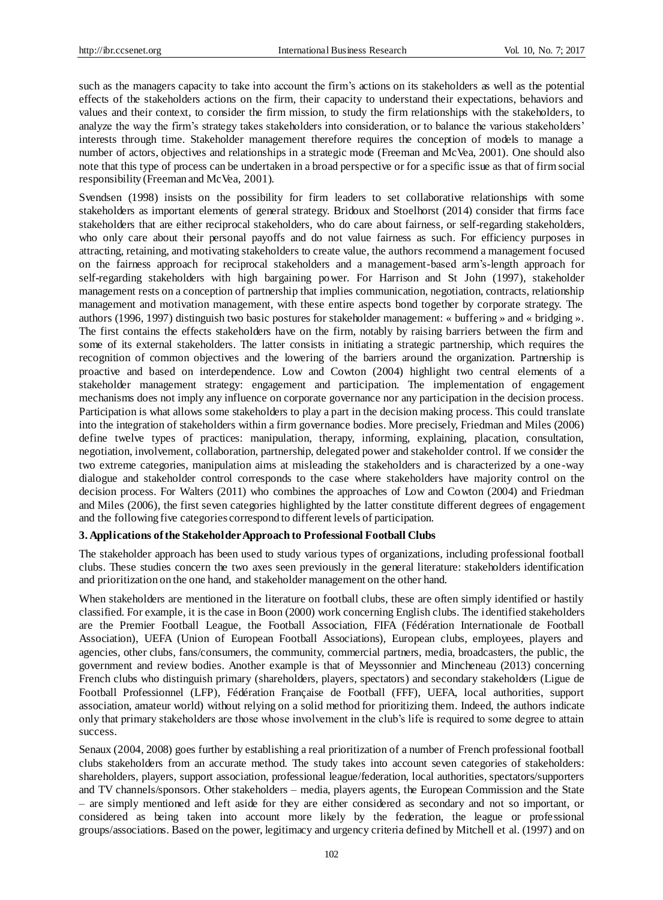such as the managers capacity to take into account the firm's actions on its stakeholders as well as the potential effects of the stakeholders actions on the firm, their capacity to understand their expectations, behaviors and values and their context, to consider the firm mission, to study the firm relationships with the stakeholders, to analyze the way the firm's strategy takes stakeholders into consideration, or to balance the various stakeholders' interests through time. Stakeholder management therefore requires the conception of models to manage a number of actors, objectives and relationships in a strategic mode (Freeman and McVea, 2001). One should also note that this type of process can be undertaken in a broad perspective or for a specific issue as that of firm social responsibility (Freeman and McVea, 2001).

Svendsen (1998) insists on the possibility for firm leaders to set collaborative relationships with some stakeholders as important elements of general strategy. Bridoux and Stoelhorst (2014) consider that firms face stakeholders that are either reciprocal stakeholders, who do care about fairness, or self-regarding stakeholders, who only care about their personal payoffs and do not value fairness as such. For efficiency purposes in attracting, retaining, and motivating stakeholders to create value, the authors recommend a management focused on the fairness approach for reciprocal stakeholders and a management-based arm's-length approach for self-regarding stakeholders with high bargaining power. For Harrison and St John (1997), stakeholder management rests on a conception of partnership that implies communication, negotiation, contracts, relationship management and motivation management, with these entire aspects bond together by corporate strategy. The authors (1996, 1997) distinguish two basic postures for stakeholder management: « buffering » and « bridging ». The first contains the effects stakeholders have on the firm, notably by raising barriers between the firm and some of its external stakeholders. The latter consists in initiating a strategic partnership, which requires the recognition of common objectives and the lowering of the barriers around the organization. Partnership is proactive and based on interdependence. Low and Cowton (2004) highlight two central elements of a stakeholder management strategy: engagement and participation. The implementation of engagement mechanisms does not imply any influence on corporate governance nor any participation in the decision process. Participation is what allows some stakeholders to play a part in the decision making process. This could translate into the integration of stakeholders within a firm governance bodies. More precisely, Friedman and Miles (2006) define twelve types of practices: manipulation, therapy, informing, explaining, placation, consultation, negotiation, involvement, collaboration, partnership, delegated power and stakeholder control. If we consider the two extreme categories, manipulation aims at misleading the stakeholders and is characterized by a one-way dialogue and stakeholder control corresponds to the case where stakeholders have majority control on the decision process. For Walters (2011) who combines the approaches of Low and Cowton (2004) and Friedman and Miles (2006), the first seven categories highlighted by the latter constitute different degrees of engagement and the following five categories correspond to different levels of participation.

### 3. Applications of the Stakeholder Approach to Professional Football Clubs

The stakeholder approach has been used to study various types of organizations, including professional football clubs. These studies concern the two axes seen previously in the general literature: stakeholders identification and prioritization on the one hand, and stakeholder management on the other hand.

When stakeholders are mentioned in the literature on football clubs, these are often simply identified or hastily classified. For example, it is the case in Boon (2000) work concerning English clubs. The identified stakeholders are the Premier Football League, the Football Association, FIFA (Fédération Internationale de Football Association), UEFA (Union of European Football Associations), European clubs, employees, players and agencies, other clubs, fans/consumers, the community, commercial partners, media, broadcasters, the public, the government and review bodies. Another example is that of Meyssonnier and Mincheneau (2013) concerning French clubs who distinguish primary (shareholders, players, spectators) and secondary stakeholders (Ligue de Football Professionnel (LFP), Fédération Française de Football (FFF), UEFA, local authorities, support association, amateur world) without relying on a solid method for prioritizing them. Indeed, the authors indicate only that primary stakeholders are those whose involvement in the club's life is required to some degree to attain success.

Senaux (2004, 2008) goes further by establishing a real prioritization of a number of French professional football clubs stakeholders from an accurate method. The study takes into account seven categories of stakeholders: shareholders, players, support association, professional league/federation, local authorities, spectators/supporters and TV channels/sponsors. Other stakeholders – media, players agents, the European Commission and the State – are simply mentioned and left aside for they are either considered as secondary and not so important, or considered as being taken into account more likely by the federation, the league or professional groups/associations. Based on the power, legitimacy and urgency criteria defined by Mitchell et al. (1997) and on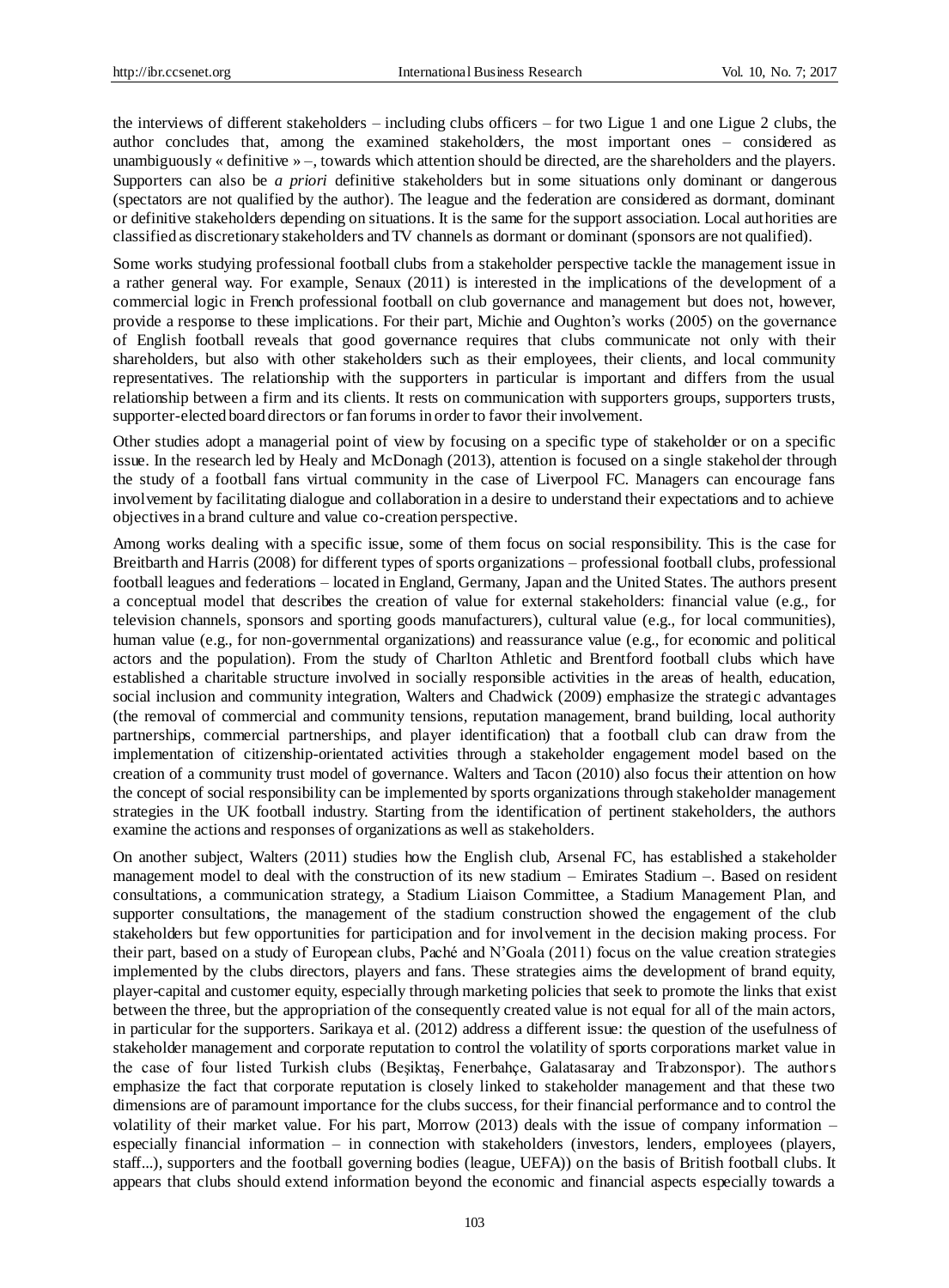the interviews of different stakeholders – including clubs officers – for two Ligue 1 and one Ligue 2 clubs, the author concludes that, among the examined stakeholders, the most important ones – considered as unambiguously « definitive » –, towards which attention should be directed, are the shareholders and the players. Supporters can also be *a priori* definitive stakeholders but in some situations only dominant or dangerous (spectators are not qualified by the author). The league and the federation are considered as dormant, dominant or definitive stakeholders depending on situations. It is the same for the support association. Local authorities are classified as discretionary stakeholders and TV channels as dormant or dominant (sponsors are not qualified).

Some works studying professional football clubs from a stakeholder perspective tackle the management issue in a rather general way. For example, Senaux (2011) is interested in the implications of the development of a commercial logic in French professional football on club governance and management but does not, however, provide a response to these implications. For their part, Michie and Oughton's works (2005) on the governance of English football reveals that good governance requires that clubs communicate not only with their shareholders, but also with other stakeholders such as their employees, their clients, and local community representatives. The relationship with the supporters in particular is important and differs from the usual relationship between a firm and its clients. It rests on communication with supporters groups, supporters trusts, supporter-elected board directors or fan forums in order to favor their involvement.

Other studies adopt a managerial point of view by focusing on a specific type of stakeholder or on a specific issue. In the research led by Healy and McDonagh (2013), attention is focused on a single stakeholder through the study of a football fans virtual community in the case of Liverpool FC. Managers can encourage fans involvement by facilitating dialogue and collaboration in a desire to understand their expectations and to achieve objectives in a brand culture and value co-creation perspective.

Among works dealing with a specific issue, some of them focus on social responsibility. This is the case for Breitbarth and Harris (2008) for different types of sports organizations – professional football clubs, professional football leagues and federations – located in England, Germany, Japan and the United States. The authors present a conceptual model that describes the creation of value for external stakeholders: financial value (e.g., for television channels, sponsors and sporting goods manufacturers), cultural value (e.g., for local communities), human value (e.g., for non-governmental organizations) and reassurance value (e.g., for economic and political actors and the population). From the study of Charlton Athletic and Brentford football clubs which have established a charitable structure involved in socially responsible activities in the areas of health, education, social inclusion and community integration, Walters and Chadwick (2009) emphasize the strategic advantages (the removal of commercial and community tensions, reputation management, brand building, local authority partnerships, commercial partnerships, and player identification) that a football club can draw from the implementation of citizenship-orientated activities through a stakeholder engagement model based on the creation of a community trust model of governance. Walters and Tacon (2010) also focus their attention on how the concept of social responsibility can be implemented by sports organizations through stakeholder management strategies in the UK football industry. Starting from the identification of pertinent stakeholders, the authors examine the actions and responses of organizations as well as stakeholders.

On another subject, Walters (2011) studies how the English club, Arsenal FC, has established a stakeholder management model to deal with the construction of its new stadium – Emirates Stadium –. Based on resident consultations, a communication strategy, a Stadium Liaison Committee, a Stadium Management Plan, and supporter consultations, the management of the stadium construction showed the engagement of the club stakeholders but few opportunities for participation and for involvement in the decision making process. For their part, based on a study of European clubs, Paché and N'Goala (2011) focus on the value creation strategies implemented by the clubs directors, players and fans. These strategies aims the development of brand equity, player-capital and customer equity, especially through marketing policies that seek to promote the links that exist between the three, but the appropriation of the consequently created value is not equal for all of the main actors, in particular for the supporters. Sarikaya et al. (2012) address a different issue: the question of the usefulness of stakeholder management and corporate reputation to control the volatility of sports corporations market value in the case of four listed Turkish clubs (Beşiktaş, Fenerbahçe, Galatasaray and Trabzonspor). The authors emphasize the fact that corporate reputation is closely linked to stakeholder management and that these two dimensions are of paramount importance for the clubs success, for their financial performance and to control the volatility of their market value. For his part, Morrow (2013) deals with the issue of company information – especially financial information – in connection with stakeholders (investors, lenders, employees (players, staff...), supporters and the football governing bodies (league, UEFA)) on the basis of British football clubs. It appears that clubs should extend information beyond the economic and financial aspects especially towards a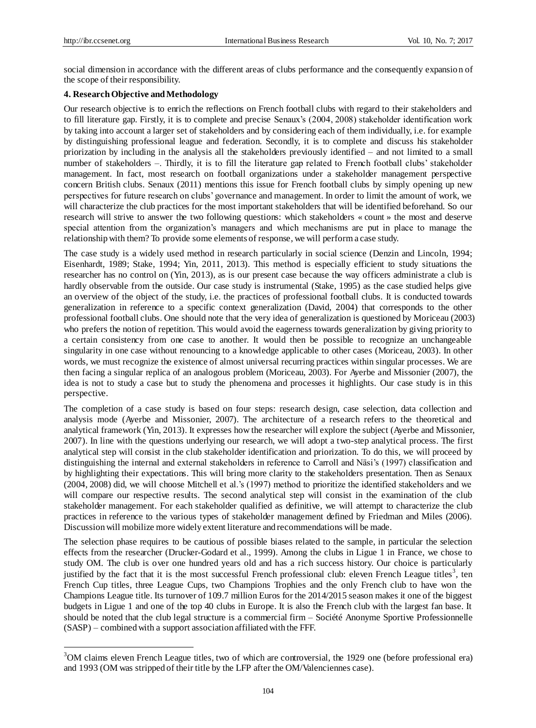social dimension in accordance with the different areas of clubs performance and the consequently expansion of the scope of their responsibility.

## 4. Research Objective and Methodology

Our research objective is to enrich the reflections on French football clubs with regard to their stakeholders and to fill literature gap. Firstly, it is to complete and precise Senaux's (2004, 2008) stakeholder identification work by taking into account a larger set of stakeholders and by considering each of them individually, i.e. for example by distinguishing professional league and federation. Secondly, it is to complete and discuss his stakeholder priorization by including in the analysis all the stakeholders previously identified – and not limited to a small number of stakeholders –. Thirdly, it is to fill the literature gap related to French football clubs' stakeholder management. In fact, most research on football organizations under a stakeholder management perspective concern British clubs. Senaux (2011) mentions this issue for French football clubs by simply opening up new perspectives for future research on clubs' governance and management. In order to limit the amount of work, we will characterize the club practices for the most important stakeholders that will be identified beforehand. So our research will strive to answer the two following questions: which stakeholders « count » the most and deserve special attention from the organization's managers and which mechanisms are put in place to manage the relationship with them? To provide some elements of response, we will perform a case study.

The case study is a widely used method in research particularly in social science (Denzin and Lincoln, 1994; Eisenhardt, 1989; Stake, 1994; Yin, 2011, 2013). This method is especially efficient to study situations the researcher has no control on (Yin, 2013), as is our present case because the way officers administrate a club is hardly observable from the outside. Our case study is instrumental (Stake, 1995) as the case studied helps give an overview of the object of the study, i.e. the practices of professional football clubs. It is conducted towards generalization in reference to a specific context generalization (David, 2004) that corresponds to the other professional football clubs. One should note that the very idea of generalization is questioned by Moriceau (2003) who prefers the notion of repetition. This would avoid the eagerness towards generalization by giving priority to a certain consistency from one case to another. It would then be possible to recognize an unchangeable singularity in one case without renouncing to a knowledge applicable to other cases (Moriceau, 2003). In other words, we must recognize the existence of almost universal recurring practices within singular processes. We are then facing a singular replica of an analogous problem (Moriceau, 2003). For Ayerbe and Missonier (2007), the idea is not to study a case but to study the phenomena and processes it highlights. Our case study is in this perspective.

The completion of a case study is based on four steps: research design, case selection, data collection and analysis mode (Ayerbe and Missonier, 2007). The architecture of a research refers to the theoretical and analytical framework (Yin, 2013). It expresses how the researcher will explore the subject (Ayerbe and Missonier, 2007). In line with the questions underlying our research, we will adopt a two-step analytical process. The first analytical step will consist in the club stakeholder identification and priorization. To do this, we will proceed by distinguishing the internal and external stakeholders in reference to Carroll and Näsi's (1997) classification and by highlighting their expectations. This will bring more clarity to the stakeholders presentation. Then as Senaux (2004, 2008) did, we will choose Mitchell et al.'s (1997) method to prioritize the identified stakeholders and we will compare our respective results. The second analytical step will consist in the examination of the club stakeholder management. For each stakeholder qualified as definitive, we will attempt to characterize the club practices in reference to the various types of stakeholder management defined by Friedman and Miles (2006). Discussion will mobilize more widely extent literature and recommendations will be made.

The selection phase requires to be cautious of possible biases related to the sample, in particular the selection effects from the researcher (Drucker-Godard et al., 1999). Among the clubs in Ligue 1 in France, we chose to study OM. The club is over one hundred years old and has a rich success history. Our choice is particularly justified by the fact that it is the most successful French professional club: eleven French League titles[3], ten French Cup titles, three League Cups, two Champions Trophies and the only French club to have won the Champions League title. Its turnover of 109.7 million Euros for the 2014/2015 season makes it one of the biggest budgets in Ligue 1 and one of the top 40 clubs in Europe. It is also the French club with the largest fan base. It should be noted that the club legal structure is a commercial firm – Société Anonyme Sportive Professionnelle (SASP) – combined with a support association affiliated with the FFF.

[3]OM claims eleven French League titles, two of which are controversial, the 1929 one (before professional era) and 1993 (OM was stripped of their title by the LFP after the OM/Valenciennes case).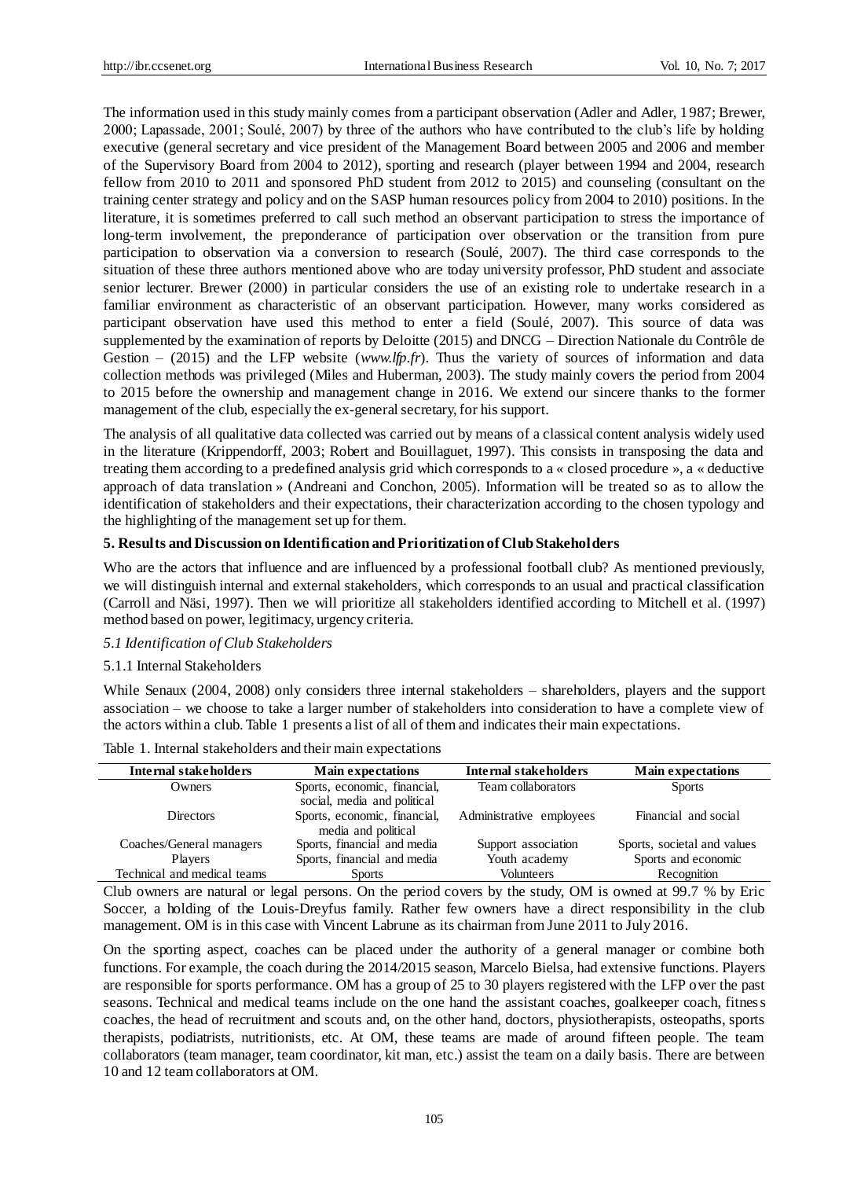The information used in this study mainly comes from a participant observation (Adler and Adler, 1987; Brewer, 2000; Lapassade, 2001; Soulé, 2007) by three of the authors who have contributed to the club's life by holding executive (general secretary and vice president of the Management Board between 2005 and 2006 and member of the Supervisory Board from 2004 to 2012), sporting and research (player between 1994 and 2004, research fellow from 2010 to 2011 and sponsored PhD student from 2012 to 2015) and counseling (consultant on the training center strategy and policy and on the SASP human resources policy from 2004 to 2010) positions. In the literature, it is sometimes preferred to call such method an observant participation to stress the importance of long-term involvement, the preponderance of participation over observation or the transition from pure participation to observation via a conversion to research (Soulé, 2007). The third case corresponds to the situation of these three authors mentioned above who are today university professor, PhD student and associate senior lecturer. Brewer (2000) in particular considers the use of an existing role to undertake research in a familiar environment as characteristic of an observant participation. However, many works considered as participant observation have used this method to enter a field (Soulé, 2007). This source of data was supplemented by the examination of reports by Deloitte (2015) and DNCG – Direction Nationale du Contrôle de Gestion – (2015) and the LFP website (*www.lfp.fr*). Thus the variety of sources of information and data collection methods was privileged (Miles and Huberman, 2003). The study mainly covers the period from 2004 to 2015 before the ownership and management change in 2016. We extend our sincere thanks to the former management of the club, especially the ex-general secretary, for his support.

The analysis of all qualitative data collected was carried out by means of a classical content analysis widely used in the literature (Krippendorff, 2003; Robert and Bouillaguet, 1997). This consists in transposing the data and treating them according to a predefined analysis grid which corresponds to a « closed procedure », a « deductive approach of data translation » (Andreani and Conchon, 2005). Information will be treated so as to allow the identification of stakeholders and their expectations, their characterization according to the chosen typology and the highlighting of the management set up for them.

## 5. Results and Discussion on Identification and Prioritization of Club Stakeholders

Who are the actors that influence and are influenced by a professional football club? As mentioned previously, we will distinguish internal and external stakeholders, which corresponds to an usual and practical classification (Carroll and Näsi, 1997). Then we will prioritize all stakeholders identified according to Mitchell et al. (1997) method based on power, legitimacy, urgency criteria.

### *5.1 Identification of Club Stakeholders*

#### 5.1.1 Internal Stakeholders

While Senaux (2004, 2008) only considers three internal stakeholders – shareholders, players and the support association – we choose to take a larger number of stakeholders into consideration to have a complete view of the actors within a club. Table 1 presents a list of all of them and indicates their main expectations.

Table 1. Internal stakeholders and their main expectations

| Internal stakeholders | Main expectations | Internal stakeholders | Main expectations |
|---|---|---|---|
| Owners | Sports, economic, financial, social, media and political | Team collaborators | Sports |
| Directors | Sports, economic, financial, media and political | Administrative employees | Financial and social |
| Coaches/General managers | Sports, financial and media | Support association | Sports, societal and values |
| Players | Sports, financial and media | Youth academy | Sports and economic |
| Technical and medical teams | Sports | Volunteers | Recognition |

Club owners are natural or legal persons. On the period covers by the study, OM is owned at 99.7 % by Eric Soccer, a holding of the Louis-Dreyfus family. Rather few owners have a direct responsibility in the club management. OM is in this case with Vincent Labrune as its chairman from June 2011 to July 2016.

On the sporting aspect, coaches can be placed under the authority of a general manager or combine both functions. For example, the coach during the 2014/2015 season, Marcelo Bielsa, had extensive functions. Players are responsible for sports performance. OM has a group of 25 to 30 players registered with the LFP over the past seasons. Technical and medical teams include on the one hand the assistant coaches, goalkeeper coach, fitness coaches, the head of recruitment and scouts and, on the other hand, doctors, physiotherapists, osteopaths, sports therapists, podiatrists, nutritionists, etc. At OM, these teams are made of around fifteen people. The team collaborators (team manager, team coordinator, kit man, etc.) assist the team on a daily basis. There are between 10 and 12 team collaborators at OM.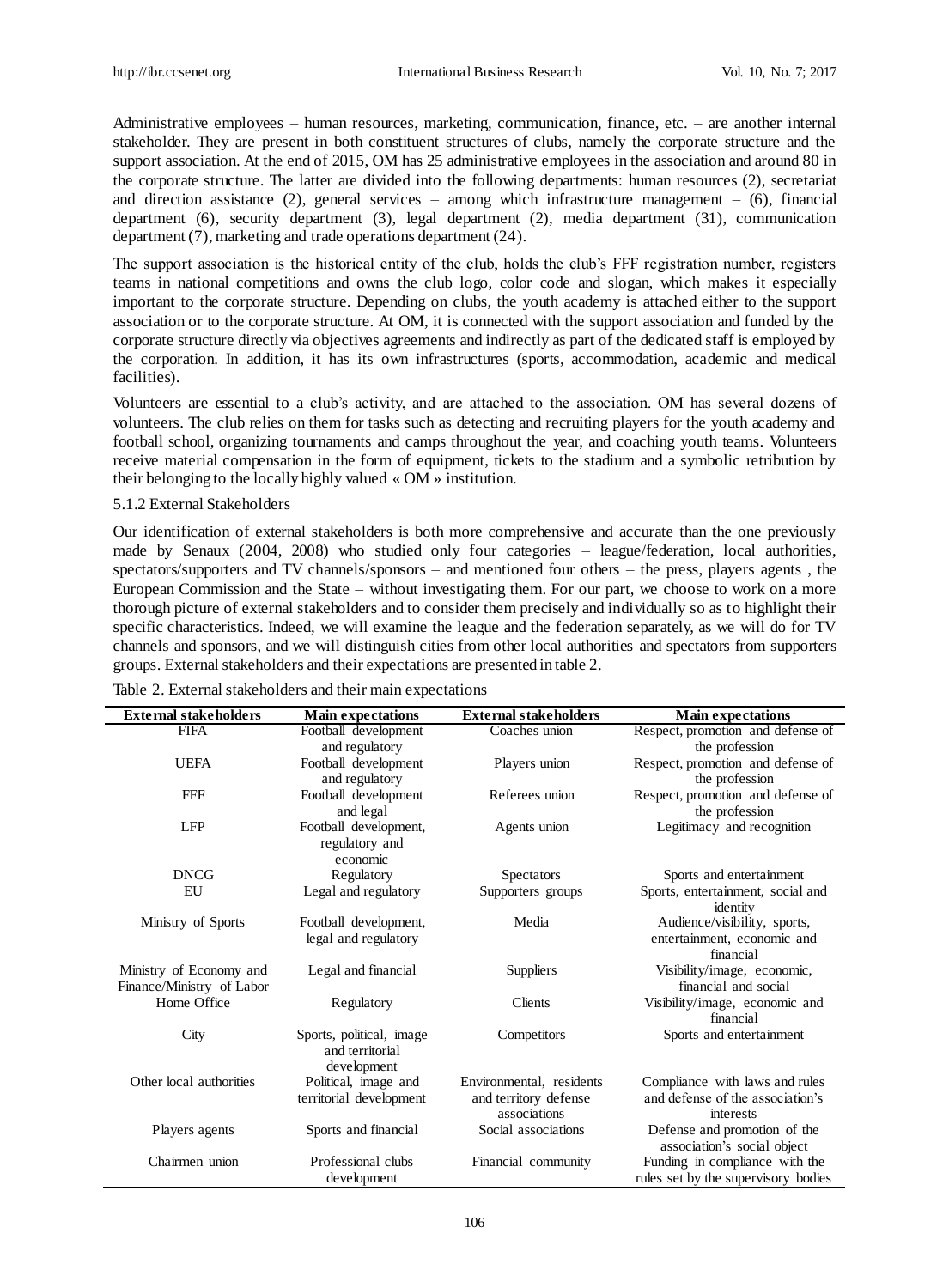Administrative employees – human resources, marketing, communication, finance, etc. – are another internal stakeholder. They are present in both constituent structures of clubs, namely the corporate structure and the support association. At the end of 2015, OM has 25 administrative employees in the association and around 80 in the corporate structure. The latter are divided into the following departments: human resources (2), secretariat and direction assistance (2), general services – among which infrastructure management – (6), financial department (6), security department (3), legal department (2), media department (31), communication department (7), marketing and trade operations department (24).

The support association is the historical entity of the club, holds the club's FFF registration number, registers teams in national competitions and owns the club logo, color code and slogan, which makes it especially important to the corporate structure. Depending on clubs, the youth academy is attached either to the support association or to the corporate structure. At OM, it is connected with the support association and funded by the corporate structure directly via objectives agreements and indirectly as part of the dedicated staff is employed by the corporation. In addition, it has its own infrastructures (sports, accommodation, academic and medical facilities).

Volunteers are essential to a club's activity, and are attached to the association. OM has several dozens of volunteers. The club relies on them for tasks such as detecting and recruiting players for the youth academy and football school, organizing tournaments and camps throughout the year, and coaching youth teams. Volunteers receive material compensation in the form of equipment, tickets to the stadium and a symbolic retribution by their belonging to the locally highly valued « OM » institution.

#### 5.1.2 External Stakeholders

Our identification of external stakeholders is both more comprehensive and accurate than the one previously made by Senaux (2004, 2008) who studied only four categories – league/federation, local authorities, spectators/supporters and TV channels/sponsors – and mentioned four others – the press, players agents , the European Commission and the State – without investigating them. For our part, we choose to work on a more thorough picture of external stakeholders and to consider them precisely and individually so as to highlight their specific characteristics. Indeed, we will examine the league and the federation separately, as we will do for TV channels and sponsors, and we will distinguish cities from other local authorities and spectators from supporters groups. External stakeholders and their expectations are presented in table 2.

Table 2. External stakeholders and their main expectations

| External stakeholders | Main expectations | External stakeholders | Main expectations |
|---|---|---|---|
| FIFA | Football development and regulatory | Coaches union | Respect, promotion and defense of the profession |
| UEFA | Football development and regulatory | Players union | Respect, promotion and defense of the profession |
| FFF | Football development and legal | Referees union | Respect, promotion and defense of the profession |
| LFP | Football development, regulatory and economic | Agents union | Legitimacy and recognition |
| DNCG | Regulatory | Spectators | Sports and entertainment |
| EU | Legal and regulatory | Supporters groups | Sports, entertainment, social and identity |
| Ministry of Sports | Football development, legal and regulatory | Media | Audience/visibility, sports, entertainment, economic and financial |
| Ministry of Economy and Finance/Ministry of Labor | Legal and financial | Suppliers | Visibility/image, economic, financial and social |
| Home Office | Regulatory | Clients | Visibility/image, economic and financial |
| City | Sports, political, image and territorial development | Competitors | Sports and entertainment |
| Other local authorities | Political, image and territorial development | Environmental, residents and territory defense associations | Compliance with laws and rules and defense of the association's interests |
| Players agents | Sports and financial | Social associations | Defense and promotion of the association's social object |
| Chairmen union | Professional clubs development | Financial community | Funding in compliance with the rules set by the supervisory bodies |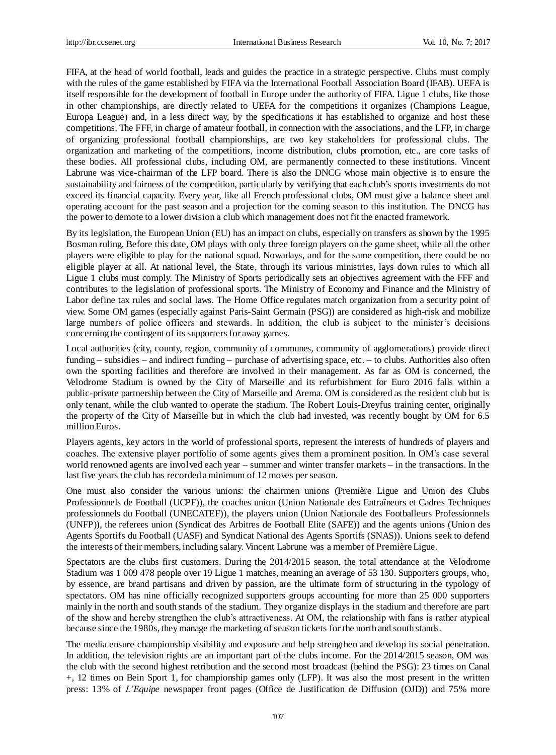FIFA, at the head of world football, leads and guides the practice in a strategic perspective. Clubs must comply with the rules of the game established by FIFA via the International Football Association Board (IFAB). UEFA is itself responsible for the development of football in Europe under the authority of FIFA. Ligue 1 clubs, like those in other championships, are directly related to UEFA for the competitions it organizes (Champions League, Europa League) and, in a less direct way, by the specifications it has established to organize and host these competitions. The FFF, in charge of amateur football, in connection with the associations, and the LFP, in charge of organizing professional football championships, are two key stakeholders for professional clubs. The organization and marketing of the competitions, income distribution, clubs promotion, etc., are core tasks of these bodies. All professional clubs, including OM, are permanently connected to these institutions. Vincent Labrune was vice-chairman of the LFP board. There is also the DNCG whose main objective is to ensure the sustainability and fairness of the competition, particularly by verifying that each club's sports investments do not exceed its financial capacity. Every year, like all French professional clubs, OM must give a balance sheet and operating account for the past season and a projection for the coming season to this institution. The DNCG has the power to demote to a lower division a club which management does not fit the enacted framework.

By its legislation, the European Union (EU) has an impact on clubs, especially on transfers as shown by the 1995 Bosman ruling. Before this date, OM plays with only three foreign players on the game sheet, while all the other players were eligible to play for the national squad. Nowadays, and for the same competition, there could be no eligible player at all. At national level, the State, through its various ministries, lays down rules to which all Ligue 1 clubs must comply. The Ministry of Sports periodically sets an objectives agreement with the FFF and contributes to the legislation of professional sports. The Ministry of Economy and Finance and the Ministry of Labor define tax rules and social laws. The Home Office regulates match organization from a security point of view. Some OM games (especially against Paris-Saint Germain (PSG)) are considered as high-risk and mobilize large numbers of police officers and stewards. In addition, the club is subject to the minister's decisions concerning the contingent of its supporters for away games.

Local authorities (city, county, region, community of communes, community of agglomerations) provide direct funding – subsidies – and indirect funding – purchase of advertising space, etc. – to clubs. Authorities also often own the sporting facilities and therefore are involved in their management. As far as OM is concerned, the Velodrome Stadium is owned by the City of Marseille and its refurbishment for Euro 2016 falls within a public-private partnership between the City of Marseille and Arema. OM is considered as the resident club but is only tenant, while the club wanted to operate the stadium. The Robert Louis-Dreyfus training center, originally the property of the City of Marseille but in which the club had invested, was recently bought by OM for 6.5 million Euros.

Players agents, key actors in the world of professional sports, represent the interests of hundreds of players and coaches. The extensive player portfolio of some agents gives them a prominent position. In OM's case several world renowned agents are involved each year – summer and winter transfer markets – in the transactions. In the last five years the club has recorded a minimum of 12 moves per season.

One must also consider the various unions: the chairmen unions (Première Ligue and Union des Clubs Professionnels de Football (UCPF)), the coaches union (Union Nationale des Entraîneurs et Cadres Techniques professionnels du Football (UNECATEF)), the players union (Union Nationale des Footballeurs Professionnels (UNFP)), the referees union (Syndicat des Arbitres de Football Elite (SAFE)) and the agents unions (Union des Agents Sportifs du Football (UASF) and Syndicat National des Agents Sportifs (SNAS)). Unions seek to defend the interests of their members, including salary. Vincent Labrune was a member of Première Ligue.

Spectators are the clubs first customers. During the 2014/2015 season, the total attendance at the Velodrome Stadium was 1 009 478 people over 19 Ligue 1 matches, meaning an average of 53 130. Supporters groups, who, by essence, are brand partisans and driven by passion, are the ultimate form of structuring in the typology of spectators. OM has nine officially recognized supporters groups accounting for more than 25 000 supporters mainly in the north and south stands of the stadium. They organize displays in the stadium and therefore are part of the show and hereby strengthen the club's attractiveness. At OM, the relationship with fans is rather atypical because since the 1980s, they manage the marketing of season tickets for the north and south stands.

The media ensure championship visibility and exposure and help strengthen and develop its social penetration. In addition, the television rights are an important part of the clubs income. For the 2014/2015 season, OM was the club with the second highest retribution and the second most broadcast (behind the PSG): 23 times on Canal +, 12 times on Bein Sport 1, for championship games only (LFP). It was also the most present in the written press: 13% of *L'Equipe* newspaper front pages (Office de Justification de Diffusion (OJD)) and 75% more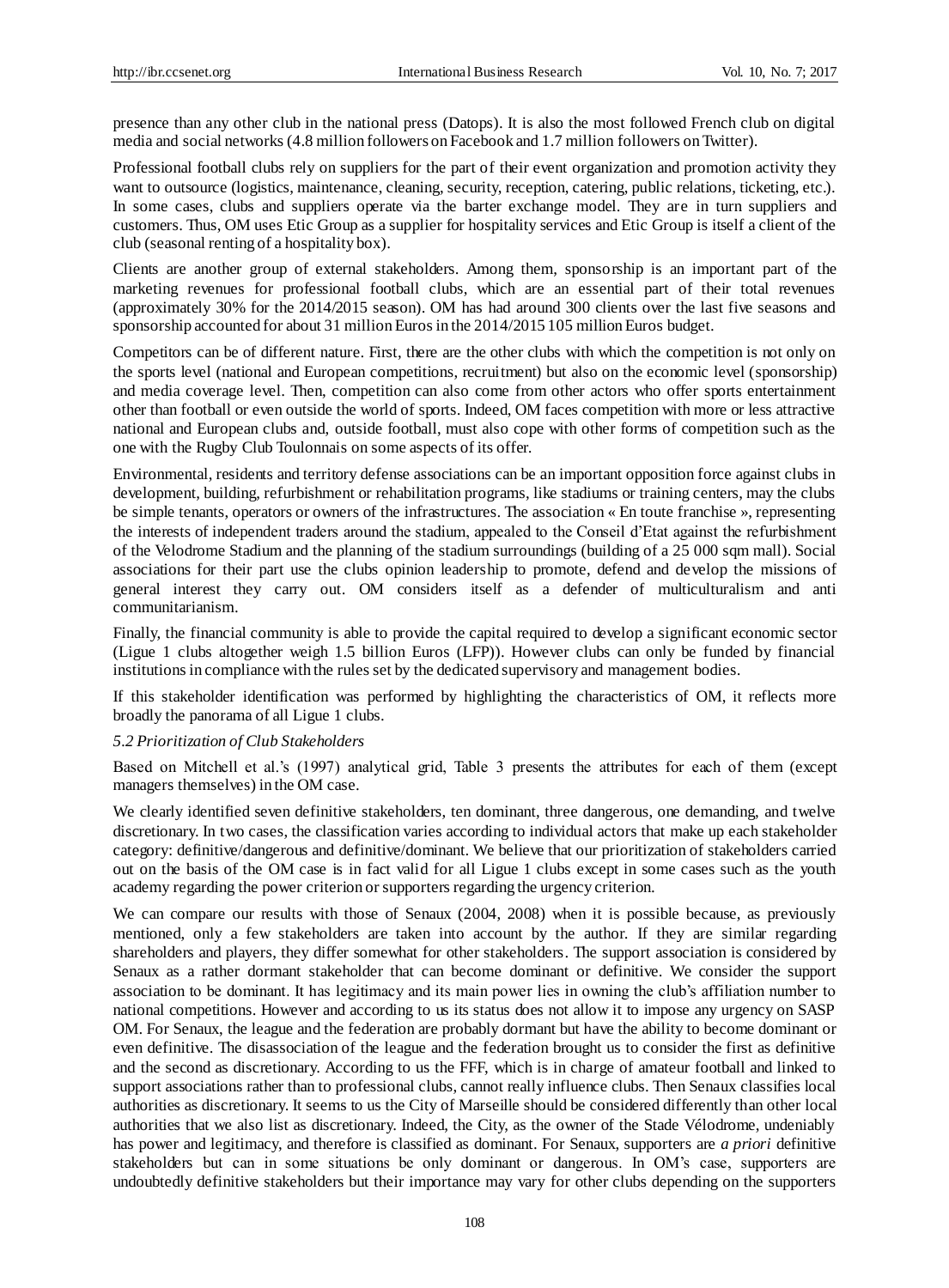presence than any other club in the national press (Datops). It is also the most followed French club on digital media and social networks (4.8 million followers on Facebook and 1.7 million followers on Twitter).

Professional football clubs rely on suppliers for the part of their event organization and promotion activity they want to outsource (logistics, maintenance, cleaning, security, reception, catering, public relations, ticketing, etc.). In some cases, clubs and suppliers operate via the barter exchange model. They are in turn suppliers and customers. Thus, OM uses Etic Group as a supplier for hospitality services and Etic Group is itself a client of the club (seasonal renting of a hospitality box).

Clients are another group of external stakeholders. Among them, sponsorship is an important part of the marketing revenues for professional football clubs, which are an essential part of their total revenues (approximately 30% for the 2014/2015 season). OM has had around 300 clients over the last five seasons and sponsorship accounted for about 31 million Euros in the 2014/2015 105 million Euros budget.

Competitors can be of different nature. First, there are the other clubs with which the competition is not only on the sports level (national and European competitions, recruitment) but also on the economic level (sponsorship) and media coverage level. Then, competition can also come from other actors who offer sports entertainment other than football or even outside the world of sports. Indeed, OM faces competition with more or less attractive national and European clubs and, outside football, must also cope with other forms of competition such as the one with the Rugby Club Toulonnais on some aspects of its offer.

Environmental, residents and territory defense associations can be an important opposition force against clubs in development, building, refurbishment or rehabilitation programs, like stadiums or training centers, may the clubs be simple tenants, operators or owners of the infrastructures. The association « En toute franchise », representing the interests of independent traders around the stadium, appealed to the Conseil d'Etat against the refurbishment of the Velodrome Stadium and the planning of the stadium surroundings (building of a 25 000 sqm mall). Social associations for their part use the clubs opinion leadership to promote, defend and develop the missions of general interest they carry out. OM considers itself as a defender of multiculturalism and anti communitarianism.

Finally, the financial community is able to provide the capital required to develop a significant economic sector (Ligue 1 clubs altogether weigh 1.5 billion Euros (LFP)). However clubs can only be funded by financial institutions in compliance with the rules set by the dedicated supervisory and management bodies.

If this stakeholder identification was performed by highlighting the characteristics of OM, it reflects more broadly the panorama of all Ligue 1 clubs.

### *5.2 Prioritization of Club Stakeholders*

Based on Mitchell et al.'s (1997) analytical grid, Table 3 presents the attributes for each of them (except managers themselves) in the OM case.

We clearly identified seven definitive stakeholders, ten dominant, three dangerous, one demanding, and twelve discretionary. In two cases, the classification varies according to individual actors that make up each stakeholder category: definitive/dangerous and definitive/dominant. We believe that our prioritization of stakeholders carried out on the basis of the OM case is in fact valid for all Ligue 1 clubs except in some cases such as the youth academy regarding the power criterion or supporters regarding the urgency criterion.

We can compare our results with those of Senaux (2004, 2008) when it is possible because, as previously mentioned, only a few stakeholders are taken into account by the author. If they are similar regarding shareholders and players, they differ somewhat for other stakeholders. The support association is considered by Senaux as a rather dormant stakeholder that can become dominant or definitive. We consider the support association to be dominant. It has legitimacy and its main power lies in owning the club's affiliation number to national competitions. However and according to us its status does not allow it to impose any urgency on SASP OM. For Senaux, the league and the federation are probably dormant but have the ability to become dominant or even definitive. The disassociation of the league and the federation brought us to consider the first as definitive and the second as discretionary. According to us the FFF, which is in charge of amateur football and linked to support associations rather than to professional clubs, cannot really influence clubs. Then Senaux classifies local authorities as discretionary. It seems to us the City of Marseille should be considered differently than other local authorities that we also list as discretionary. Indeed, the City, as the owner of the Stade Vélodrome, undeniably has power and legitimacy, and therefore is classified as dominant. For Senaux, supporters are *a priori* definitive stakeholders but can in some situations be only dominant or dangerous. In OM's case, supporters are undoubtedly definitive stakeholders but their importance may vary for other clubs depending on the supporters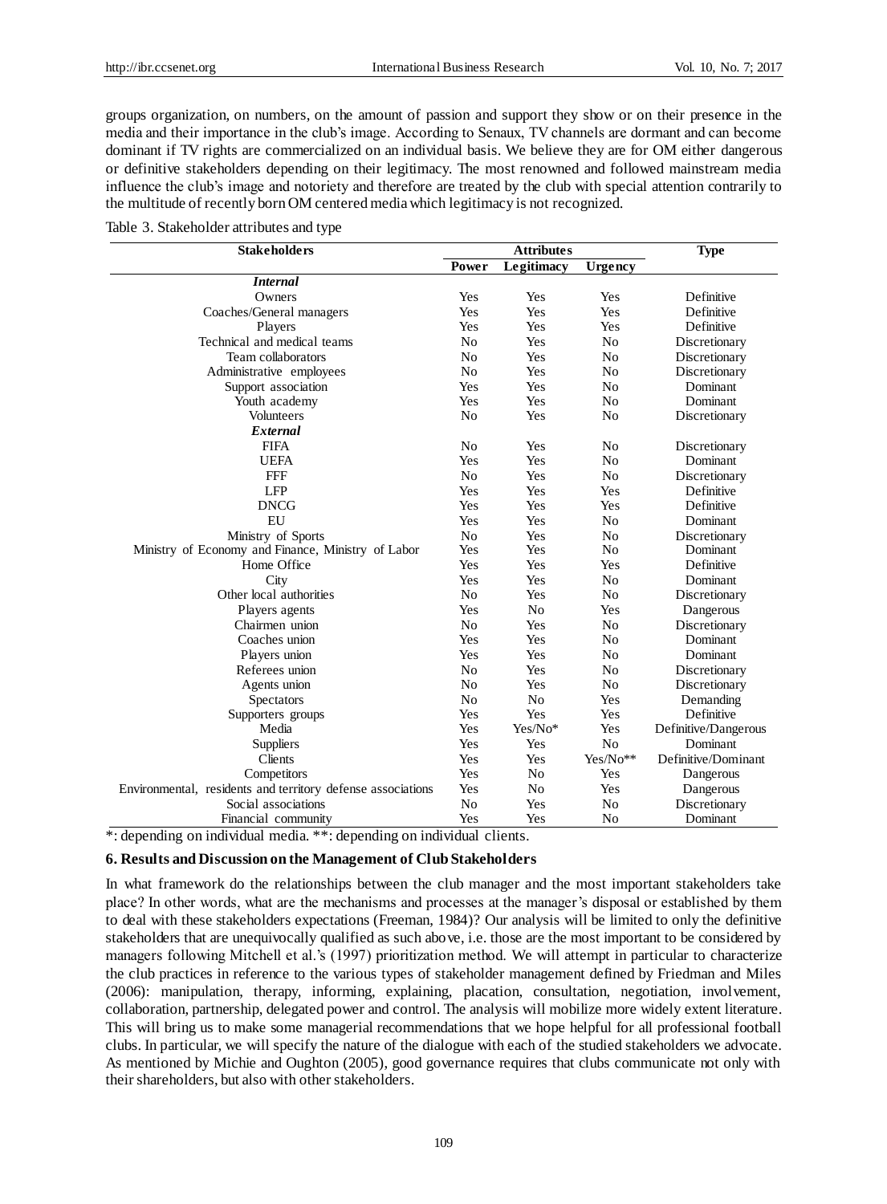groups organization, on numbers, on the amount of passion and support they show or on their presence in the media and their importance in the club's image. According to Senaux, TV channels are dormant and can become dominant if TV rights are commercialized on an individual basis. We believe they are for OM either dangerous or definitive stakeholders depending on their legitimacy. The most renowned and followed mainstream media influence the club's image and notoriety and therefore are treated by the club with special attention contrarily to the multitude of recently born OM centered media which legitimacy is not recognized.

Table 3. Stakeholder attributes and type

| Stakeholders | Attributes | | | Type |
|---|---|---|---|---|
| | Power | Legitimacy | Urgency | |
| ***Internal*** | | | | |
| Owners | Yes | Yes | Yes | Definitive |
| Coaches/General managers | Yes | Yes | Yes | Definitive |
| Players | Yes | Yes | Yes | Definitive |
| Technical and medical teams | No | Yes | No | Discretionary |
| Team collaborators | No | Yes | No | Discretionary |
| Administrative employees | No | Yes | No | Discretionary |
| Support association | Yes | Yes | No | Dominant |
| Youth academy | Yes | Yes | No | Dominant |
| Volunteers | No | Yes | No | Discretionary |
| ***External*** | | | | |
| FIFA | No | Yes | No | Discretionary |
| UEFA | Yes | Yes | No | Dominant |
| FFF | No | Yes | No | Discretionary |
| LFP | Yes | Yes | Yes | Definitive |
| DNCG | Yes | Yes | Yes | Definitive |
| EU | Yes | Yes | No | Dominant |
| Ministry of Sports | No | Yes | No | Discretionary |
| Ministry of Economy and Finance, Ministry of Labor | Yes | Yes | No | Dominant |
| Home Office | Yes | Yes | Yes | Definitive |
| City | Yes | Yes | No | Dominant |
| Other local authorities | No | Yes | No | Discretionary |
| Players agents | Yes | No | Yes | Dangerous |
| Chairmen union | No | Yes | No | Discretionary |
| Coaches union | Yes | Yes | No | Dominant |
| Players union | Yes | Yes | No | Dominant |
| Referees union | No | Yes | No | Discretionary |
| Agents union | No | Yes | No | Discretionary |
| Spectators | No | No | Yes | Demanding |
| Supporters groups | Yes | Yes | Yes | Definitive |
| Media | Yes | Yes/No* | Yes | Definitive/Dangerous |
| Suppliers | Yes | Yes | No | Dominant |
| Clients | Yes | Yes | Yes/No** | Definitive/Dominant |
| Competitors | Yes | No | Yes | Dangerous |
| Environmental, residents and territory defense associations | Yes | No | Yes | Dangerous |
| Social associations | No | Yes | No | Discretionary |
| Financial community | Yes | Yes | No | Dominant |

*: depending on individual media. **: depending on individual clients.

## 6. Results and Discussion on the Management of Club Stakeholders

In what framework do the relationships between the club manager and the most important stakeholders take place? In other words, what are the mechanisms and processes at the manager's disposal or established by them to deal with these stakeholders expectations (Freeman, 1984)? Our analysis will be limited to only the definitive stakeholders that are unequivocally qualified as such above, i.e. those are the most important to be considered by managers following Mitchell et al.'s (1997) prioritization method. We will attempt in particular to characterize the club practices in reference to the various types of stakeholder management defined by Friedman and Miles (2006): manipulation, therapy, informing, explaining, placation, consultation, negotiation, involvement, collaboration, partnership, delegated power and control. The analysis will mobilize more widely extent literature. This will bring us to make some managerial recommendations that we hope helpful for all professional football clubs. In particular, we will specify the nature of the dialogue with each of the studied stakeholders we advocate. As mentioned by Michie and Oughton (2005), good governance requires that clubs communicate not only with their shareholders, but also with other stakeholders.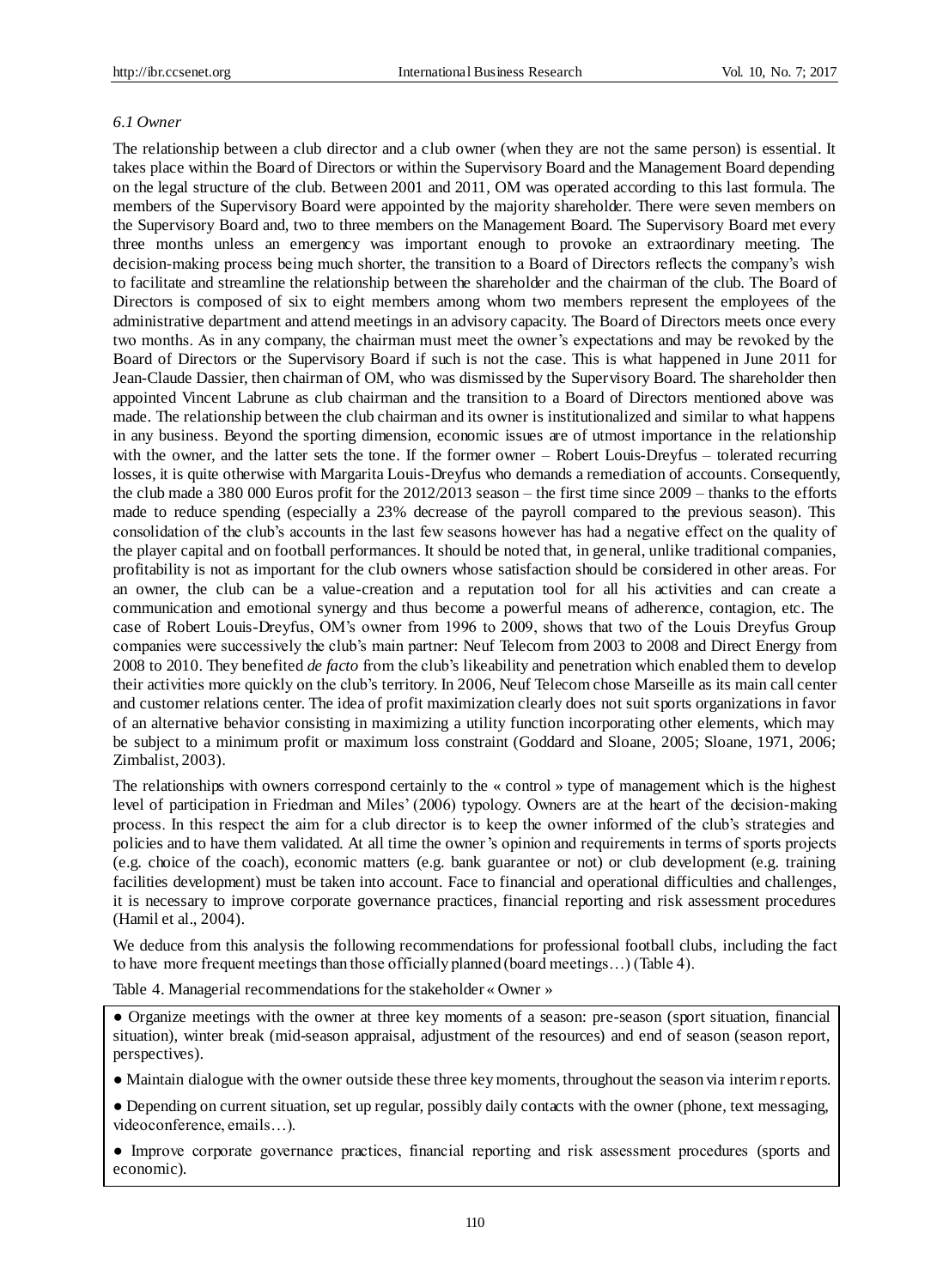### *6.1 Owner*

The relationship between a club director and a club owner (when they are not the same person) is essential. It takes place within the Board of Directors or within the Supervisory Board and the Management Board depending on the legal structure of the club. Between 2001 and 2011, OM was operated according to this last formula. The members of the Supervisory Board were appointed by the majority shareholder. There were seven members on the Supervisory Board and, two to three members on the Management Board. The Supervisory Board met every three months unless an emergency was important enough to provoke an extraordinary meeting. The decision-making process being much shorter, the transition to a Board of Directors reflects the company's wish to facilitate and streamline the relationship between the shareholder and the chairman of the club. The Board of Directors is composed of six to eight members among whom two members represent the employees of the administrative department and attend meetings in an advisory capacity. The Board of Directors meets once every two months. As in any company, the chairman must meet the owner's expectations and may be revoked by the Board of Directors or the Supervisory Board if such is not the case. This is what happened in June 2011 for Jean-Claude Dassier, then chairman of OM, who was dismissed by the Supervisory Board. The shareholder then appointed Vincent Labrune as club chairman and the transition to a Board of Directors mentioned above was made. The relationship between the club chairman and its owner is institutionalized and similar to what happens in any business. Beyond the sporting dimension, economic issues are of utmost importance in the relationship with the owner, and the latter sets the tone. If the former owner – Robert Louis-Dreyfus – tolerated recurring losses, it is quite otherwise with Margarita Louis-Dreyfus who demands a remediation of accounts. Consequently, the club made a 380 000 Euros profit for the 2012/2013 season – the first time since 2009 – thanks to the efforts made to reduce spending (especially a 23% decrease of the payroll compared to the previous season). This consolidation of the club's accounts in the last few seasons however has had a negative effect on the quality of the player capital and on football performances. It should be noted that, in general, unlike traditional companies, profitability is not as important for the club owners whose satisfaction should be considered in other areas. For an owner, the club can be a value-creation and a reputation tool for all his activities and can create a communication and emotional synergy and thus become a powerful means of adherence, contagion, etc. The case of Robert Louis-Dreyfus, OM's owner from 1996 to 2009, shows that two of the Louis Dreyfus Group companies were successively the club's main partner: Neuf Telecom from 2003 to 2008 and Direct Energy from 2008 to 2010. They benefited *de facto* from the club's likeability and penetration which enabled them to develop their activities more quickly on the club's territory. In 2006, Neuf Telecom chose Marseille as its main call center and customer relations center. The idea of profit maximization clearly does not suit sports organizations in favor of an alternative behavior consisting in maximizing a utility function incorporating other elements, which may be subject to a minimum profit or maximum loss constraint (Goddard and Sloane, 2005; Sloane, 1971, 2006; Zimbalist, 2003).

The relationships with owners correspond certainly to the « control » type of management which is the highest level of participation in Friedman and Miles' (2006) typology. Owners are at the heart of the decision-making process. In this respect the aim for a club director is to keep the owner informed of the club's strategies and policies and to have them validated. At all time the owner's opinion and requirements in terms of sports projects (e.g. choice of the coach), economic matters (e.g. bank guarantee or not) or club development (e.g. training facilities development) must be taken into account. Face to financial and operational difficulties and challenges, it is necessary to improve corporate governance practices, financial reporting and risk assessment procedures (Hamil et al., 2004).

We deduce from this analysis the following recommendations for professional football clubs, including the fact to have more frequent meetings than those officially planned (board meetings…) (Table 4).

Table 4. Managerial recommendations for the stakeholder « Owner »

| |
|---|
| ● Organize meetings with the owner at three key moments of a season: pre-season (sport situation, financial situation), winter break (mid-season appraisal, adjustment of the resources) and end of season (season report, perspectives). |
| ● Maintain dialogue with the owner outside these three key moments, throughout the season via interim reports. |
| ● Depending on current situation, set up regular, possibly daily contacts with the owner (phone, text messaging, videoconference, emails…). |
| ● Improve corporate governance practices, financial reporting and risk assessment procedures (sports and economic). |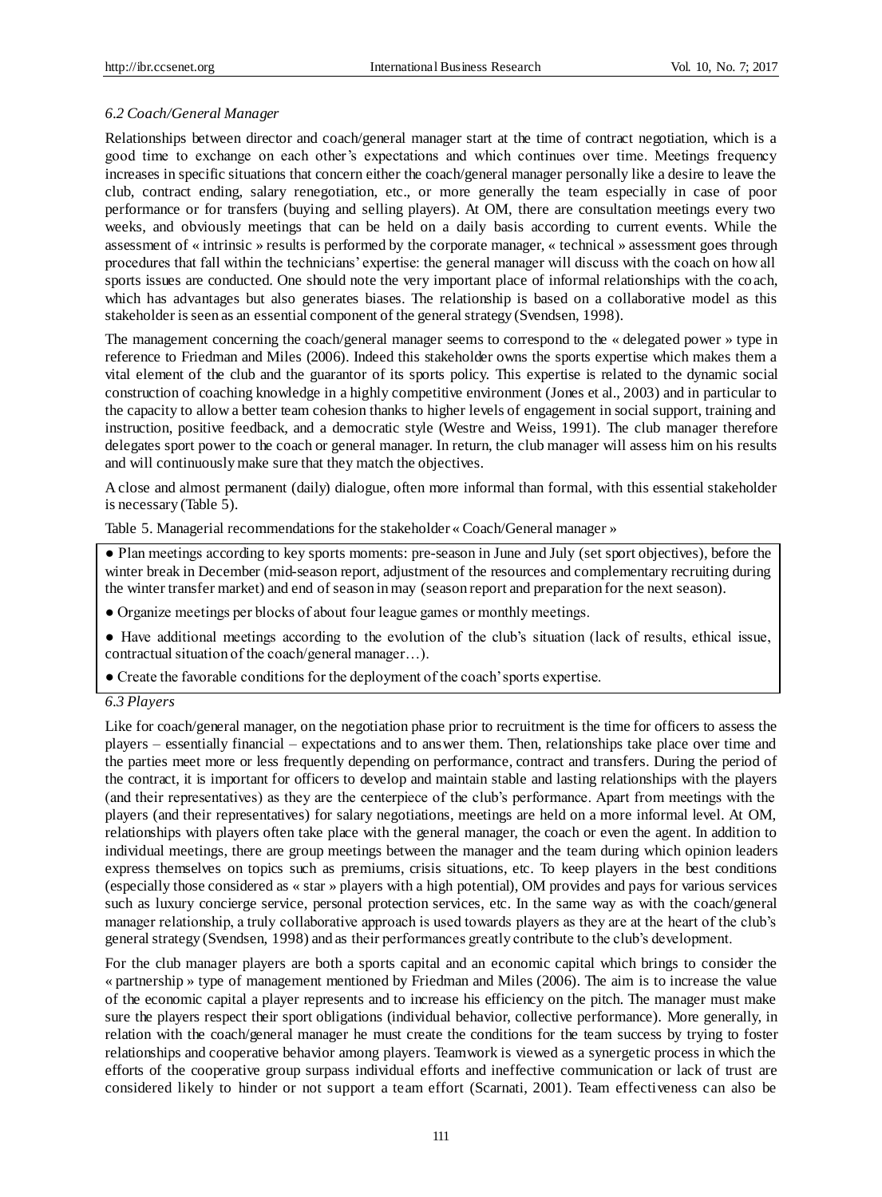### *6.2 Coach/General Manager*

Relationships between director and coach/general manager start at the time of contract negotiation, which is a good time to exchange on each other's expectations and which continues over time. Meetings frequency increases in specific situations that concern either the coach/general manager personally like a desire to leave the club, contract ending, salary renegotiation, etc., or more generally the team especially in case of poor performance or for transfers (buying and selling players). At OM, there are consultation meetings every two weeks, and obviously meetings that can be held on a daily basis according to current events. While the assessment of « intrinsic » results is performed by the corporate manager, « technical » assessment goes through procedures that fall within the technicians' expertise: the general manager will discuss with the coach on how all sports issues are conducted. One should note the very important place of informal relationships with the coach, which has advantages but also generates biases. The relationship is based on a collaborative model as this stakeholder is seen as an essential component of the general strategy (Svendsen, 1998).

The management concerning the coach/general manager seems to correspond to the « delegated power » type in reference to Friedman and Miles (2006). Indeed this stakeholder owns the sports expertise which makes them a vital element of the club and the guarantor of its sports policy. This expertise is related to the dynamic social construction of coaching knowledge in a highly competitive environment (Jones et al., 2003) and in particular to the capacity to allow a better team cohesion thanks to higher levels of engagement in social support, training and instruction, positive feedback, and a democratic style (Westre and Weiss, 1991). The club manager therefore delegates sport power to the coach or general manager. In return, the club manager will assess him on his results and will continuously make sure that they match the objectives.

A close and almost permanent (daily) dialogue, often more informal than formal, with this essential stakeholder is necessary (Table 5).

Table 5. Managerial recommendations for the stakeholder « Coach/General manager »

- Plan meetings according to key sports moments: pre-season in June and July (set sport objectives), before the winter break in December (mid-season report, adjustment of the resources and complementary recruiting during the winter transfer market) and end of season in may (season report and preparation for the next season).
- Organize meetings per blocks of about four league games or monthly meetings.
- Have additional meetings according to the evolution of the club's situation (lack of results, ethical issue, contractual situation of the coach/general manager…).
- Create the favorable conditions for the deployment of the coach' sports expertise.

### *6.3 Players*

Like for coach/general manager, on the negotiation phase prior to recruitment is the time for officers to assess the players – essentially financial – expectations and to answer them. Then, relationships take place over time and the parties meet more or less frequently depending on performance, contract and transfers. During the period of the contract, it is important for officers to develop and maintain stable and lasting relationships with the players (and their representatives) as they are the centerpiece of the club's performance. Apart from meetings with the players (and their representatives) for salary negotiations, meetings are held on a more informal level. At OM, relationships with players often take place with the general manager, the coach or even the agent. In addition to individual meetings, there are group meetings between the manager and the team during which opinion leaders express themselves on topics such as premiums, crisis situations, etc. To keep players in the best conditions (especially those considered as « star » players with a high potential), OM provides and pays for various services such as luxury concierge service, personal protection services, etc. In the same way as with the coach/general manager relationship, a truly collaborative approach is used towards players as they are at the heart of the club's general strategy (Svendsen, 1998) and as their performances greatly contribute to the club's development.

For the club manager players are both a sports capital and an economic capital which brings to consider the « partnership » type of management mentioned by Friedman and Miles (2006). The aim is to increase the value of the economic capital a player represents and to increase his efficiency on the pitch. The manager must make sure the players respect their sport obligations (individual behavior, collective performance). More generally, in relation with the coach/general manager he must create the conditions for the team success by trying to foster relationships and cooperative behavior among players. Teamwork is viewed as a synergetic process in which the efforts of the cooperative group surpass individual efforts and ineffective communication or lack of trust are considered likely to hinder or not support a team effort (Scarnati, 2001). Team effectiveness can also be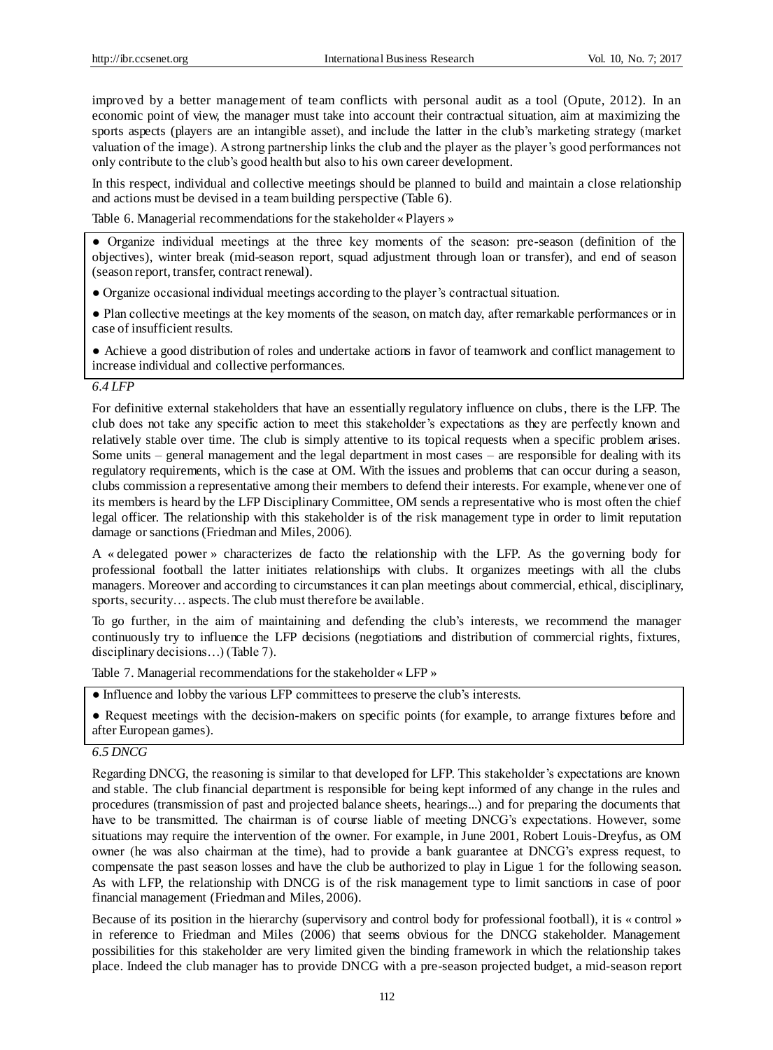improved by a better management of team conflicts with personal audit as a tool (Opute, 2012). In an economic point of view, the manager must take into account their contractual situation, aim at maximizing the sports aspects (players are an intangible asset), and include the latter in the club's marketing strategy (market valuation of the image). A strong partnership links the club and the player as the player's good performances not only contribute to the club's good health but also to his own career development.

In this respect, individual and collective meetings should be planned to build and maintain a close relationship and actions must be devised in a team building perspective (Table 6).

Table 6. Managerial recommendations for the stakeholder « Players »

| |
|---|
| ● Organize individual meetings at the three key moments of the season: pre-season (definition of the objectives), winter break (mid-season report, squad adjustment through loan or transfer), and end of season (season report, transfer, contract renewal). |
| ● Organize occasional individual meetings according to the player's contractual situation. |
| ● Plan collective meetings at the key moments of the season, on match day, after remarkable performances or in case of insufficient results. |
| ● Achieve a good distribution of roles and undertake actions in favor of teamwork and conflict management to increase individual and collective performances. |

*6.4 LFP*

For definitive external stakeholders that have an essentially regulatory influence on clubs, there is the LFP. The club does not take any specific action to meet this stakeholder's expectations as they are perfectly known and relatively stable over time. The club is simply attentive to its topical requests when a specific problem arises. Some units – general management and the legal department in most cases – are responsible for dealing with its regulatory requirements, which is the case at OM. With the issues and problems that can occur during a season, clubs commission a representative among their members to defend their interests. For example, whenever one of its members is heard by the LFP Disciplinary Committee, OM sends a representative who is most often the chief legal officer. The relationship with this stakeholder is of the risk management type in order to limit reputation damage or sanctions (Friedman and Miles, 2006).

A « delegated power » characterizes de facto the relationship with the LFP. As the governing body for professional football the latter initiates relationships with clubs. It organizes meetings with all the clubs managers. Moreover and according to circumstances it can plan meetings about commercial, ethical, disciplinary, sports, security… aspects. The club must therefore be available.

To go further, in the aim of maintaining and defending the club's interests, we recommend the manager continuously try to influence the LFP decisions (negotiations and distribution of commercial rights, fixtures, disciplinary decisions…) (Table 7).

Table 7. Managerial recommendations for the stakeholder « LFP »

| |
|---|
| ● Influence and lobby the various LFP committees to preserve the club's interests. |
| ● Request meetings with the decision-makers on specific points (for example, to arrange fixtures before and after European games). |

*6.5 DNCG*

Regarding DNCG, the reasoning is similar to that developed for LFP. This stakeholder's expectations are known and stable. The club financial department is responsible for being kept informed of any change in the rules and procedures (transmission of past and projected balance sheets, hearings...) and for preparing the documents that have to be transmitted. The chairman is of course liable of meeting DNCG's expectations. However, some situations may require the intervention of the owner. For example, in June 2001, Robert Louis-Dreyfus, as OM owner (he was also chairman at the time), had to provide a bank guarantee at DNCG's express request, to compensate the past season losses and have the club be authorized to play in Ligue 1 for the following season. As with LFP, the relationship with DNCG is of the risk management type to limit sanctions in case of poor financial management (Friedman and Miles, 2006).

Because of its position in the hierarchy (supervisory and control body for professional football), it is « control » in reference to Friedman and Miles (2006) that seems obvious for the DNCG stakeholder. Management possibilities for this stakeholder are very limited given the binding framework in which the relationship takes place. Indeed the club manager has to provide DNCG with a pre-season projected budget, a mid-season report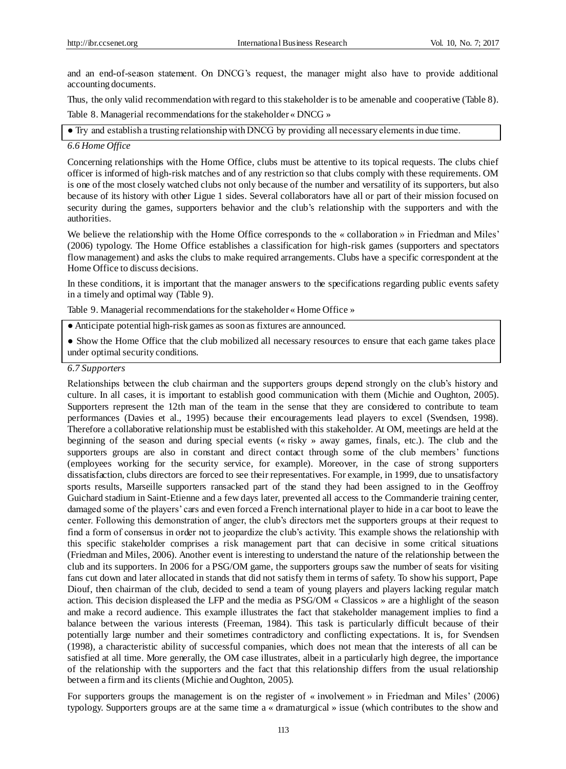and an end-of-season statement. On DNCG's request, the manager might also have to provide additional accounting documents.

Thus, the only valid recommendation with regard to this stakeholder is to be amenable and cooperative (Table 8).

Table 8. Managerial recommendations for the stakeholder « DNCG »

| ● Try and establish a trusting relationship with DNCG by providing all necessary elements in due time. |
|---|

### 6.6 Home Office

Concerning relationships with the Home Office, clubs must be attentive to its topical requests. The clubs chief officer is informed of high-risk matches and of any restriction so that clubs comply with these requirements. OM is one of the most closely watched clubs not only because of the number and versatility of its supporters, but also because of its history with other Ligue 1 sides. Several collaborators have all or part of their mission focused on security during the games, supporters behavior and the club's relationship with the supporters and with the authorities.

We believe the relationship with the Home Office corresponds to the « collaboration » in Friedman and Miles' (2006) typology. The Home Office establishes a classification for high-risk games (supporters and spectators flow management) and asks the clubs to make required arrangements. Clubs have a specific correspondent at the Home Office to discuss decisions.

In these conditions, it is important that the manager answers to the specifications regarding public events safety in a timely and optimal way (Table 9).

Table 9. Managerial recommendations for the stakeholder « Home Office »

| ● Anticipate potential high-risk games as soon as fixtures are announced. |
|---|
| ● Show the Home Office that the club mobilized all necessary resources to ensure that each game takes place under optimal security conditions. |

### 6.7 Supporters

Relationships between the club chairman and the supporters groups depend strongly on the club's history and culture. In all cases, it is important to establish good communication with them (Michie and Oughton, 2005). Supporters represent the 12th man of the team in the sense that they are considered to contribute to team performances (Davies et al., 1995) because their encouragements lead players to excel (Svendsen, 1998). Therefore a collaborative relationship must be established with this stakeholder. At OM, meetings are held at the beginning of the season and during special events (« risky » away games, finals, etc.). The club and the supporters groups are also in constant and direct contact through some of the club members' functions (employees working for the security service, for example). Moreover, in the case of strong supporters dissatisfaction, clubs directors are forced to see their representatives. For example, in 1999, due to unsatisfactory sports results, Marseille supporters ransacked part of the stand they had been assigned to in the Geoffroy Guichard stadium in Saint-Etienne and a few days later, prevented all access to the Commanderie training center, damaged some of the players' cars and even forced a French international player to hide in a car boot to leave the center. Following this demonstration of anger, the club's directors met the supporters groups at their request to find a form of consensus in order not to jeopardize the club's activity. This example shows the relationship with this specific stakeholder comprises a risk management part that can decisive in some critical situations (Friedman and Miles, 2006). Another event is interesting to understand the nature of the relationship between the club and its supporters. In 2006 for a PSG/OM game, the supporters groups saw the number of seats for visiting fans cut down and later allocated in stands that did not satisfy them in terms of safety. To show his support, Pape Diouf, then chairman of the club, decided to send a team of young players and players lacking regular match action. This decision displeased the LFP and the media as PSG/OM « Classicos » are a highlight of the season and make a record audience. This example illustrates the fact that stakeholder management implies to find a balance between the various interests (Freeman, 1984). This task is particularly difficult because of their potentially large number and their sometimes contradictory and conflicting expectations. It is, for Svendsen (1998), a characteristic ability of successful companies, which does not mean that the interests of all can be satisfied at all time. More generally, the OM case illustrates, albeit in a particularly high degree, the importance of the relationship with the supporters and the fact that this relationship differs from the usual relationship between a firm and its clients (Michie and Oughton, 2005).

For supporters groups the management is on the register of « involvement » in Friedman and Miles' (2006) typology. Supporters groups are at the same time a « dramaturgical » issue (which contributes to the show and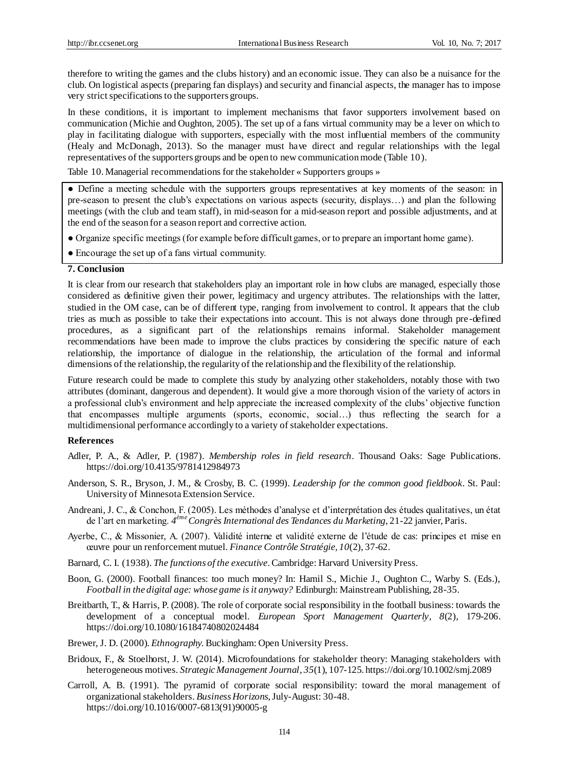therefore to writing the games and the clubs history) and an economic issue. They can also be a nuisance for the club. On logistical aspects (preparing fan displays) and security and financial aspects, the manager has to impose very strict specifications to the supporters groups.

In these conditions, it is important to implement mechanisms that favor supporters involvement based on communication (Michie and Oughton, 2005). The set up of a fans virtual community may be a lever on which to play in facilitating dialogue with supporters, especially with the most influential members of the community (Healy and McDonagh, 2013). So the manager must have direct and regular relationships with the legal representatives of the supporters groups and be open to new communication mode (Table 10).

Table 10. Managerial recommendations for the stakeholder « Supporters groups »

- Define a meeting schedule with the supporters groups representatives at key moments of the season: in pre-season to present the club's expectations on various aspects (security, displays…) and plan the following meetings (with the club and team staff), in mid-season for a mid-season report and possible adjustments, and at the end of the season for a season report and corrective action.
- Organize specific meetings (for example before difficult games, or to prepare an important home game).
- Encourage the set up of a fans virtual community.

## 7. Conclusion

It is clear from our research that stakeholders play an important role in how clubs are managed, especially those considered as definitive given their power, legitimacy and urgency attributes. The relationships with the latter, studied in the OM case, can be of different type, ranging from involvement to control. It appears that the club tries as much as possible to take their expectations into account. This is not always done through pre-defined procedures, as a significant part of the relationships remains informal. Stakeholder management recommendations have been made to improve the clubs practices by considering the specific nature of each relationship, the importance of dialogue in the relationship, the articulation of the formal and informal dimensions of the relationship, the regularity of the relationship and the flexibility of the relationship.

Future research could be made to complete this study by analyzing other stakeholders, notably those with two attributes (dominant, dangerous and dependent). It would give a more thorough vision of the variety of actors in a professional club's environment and help appreciate the increased complexity of the clubs' objective function that encompasses multiple arguments (sports, economic, social…) thus reflecting the search for a multidimensional performance accordingly to a variety of stakeholder expectations.

## References

Adler, P. A., & Adler, P. (1987). *Membership roles in field research*. Thousand Oaks: Sage Publications. https://doi.org/10.4135/9781412984973

Anderson, S. R., Bryson, J. M., & Crosby, B. C. (1999). *Leadership for the common good fieldbook*. St. Paul: University of Minnesota Extension Service.

Andreani, J. C., & Conchon, F. (2005). Les méthodes d'analyse et d'interprétation des études qualitatives, un état de l'art en marketing. *4ème Congrès International des Tendances du Marketing*, 21-22 janvier, Paris.

Ayerbe, C., & Missonier, A. (2007). Validité interne et validité externe de l'étude de cas: principes et mise en œuvre pour un renforcement mutuel. *Finance Contrôle Stratégie, 10*(2), 37-62.

Barnard, C. I. (1938). *The functions of the executive*. Cambridge: Harvard University Press.

Boon, G. (2000). Football finances: too much money? In: Hamil S., Michie J., Oughton C., Warby S. (Eds.), *Football in the digital age: whose game is it anyway?* Edinburgh: Mainstream Publishing, 28-35.

Breitbarth, T., & Harris, P. (2008). The role of corporate social responsibility in the football business: towards the development of a conceptual model. *European Sport Management Quarterly*, *8*(2), 179-206. https://doi.org/10.1080/16184740802024484

Brewer, J. D. (2000). *Ethnography*. Buckingham: Open University Press.

Bridoux, F., & Stoelhorst, J. W. (2014). Microfoundations for stakeholder theory: Managing stakeholders with heterogeneous motives. *Strategic Management Journal*, *35*(1), 107-125. https://doi.org/10.1002/smj.2089

Carroll, A. B. (1991). The pyramid of corporate social responsibility: toward the moral management of organizational stakeholders. *Business Horizons*, July-August: 30-48. https://doi.org/10.1016/0007-6813(91)90005-g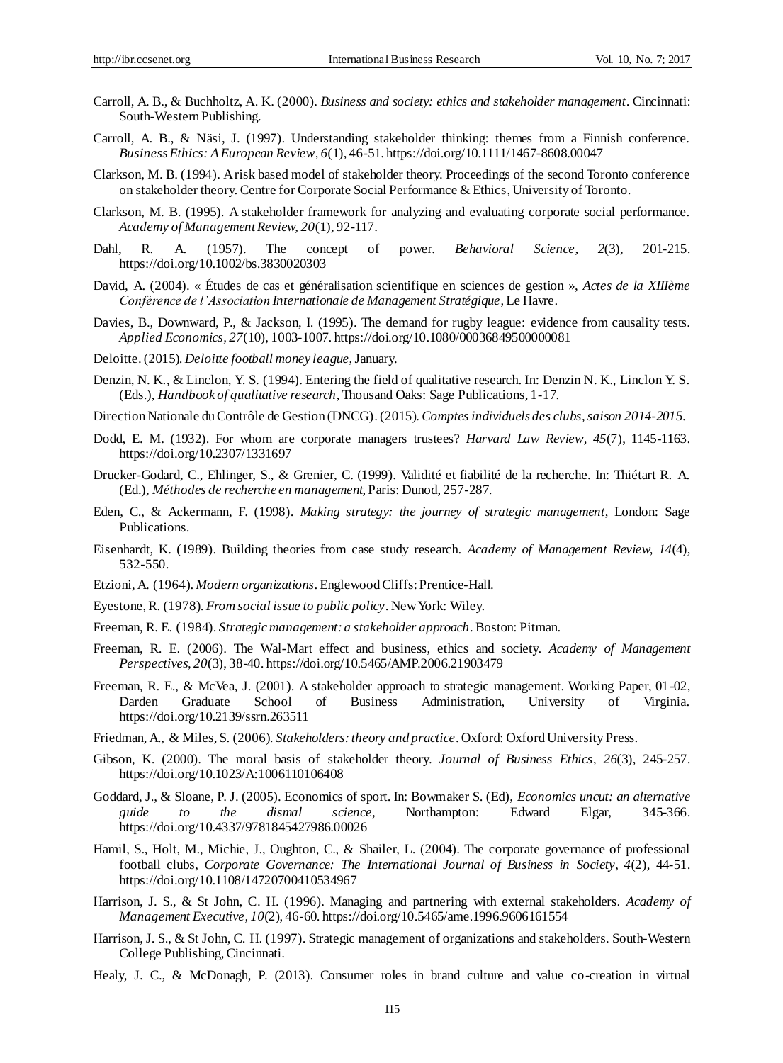Carroll, A. B., & Buchholtz, A. K. (2000). *Business and society: ethics and stakeholder management*. Cincinnati: South-Western Publishing.

Carroll, A. B., & Näsi, J. (1997). Understanding stakeholder thinking: themes from a Finnish conference. *Business Ethics: A European Review*, *6*(1), 46-51. https://doi.org/10.1111/1467-8608.00047

Clarkson, M. B. (1994). A risk based model of stakeholder theory. Proceedings of the second Toronto conference on stakeholder theory. Centre for Corporate Social Performance & Ethics, University of Toronto.

Clarkson, M. B. (1995). A stakeholder framework for analyzing and evaluating corporate social performance. *Academy of Management Review, 20*(1), 92-117.

Dahl, R. A. (1957). The concept of power. *Behavioral Science, 2*(3), 201-215. https://doi.org/10.1002/bs.3830020303

David, A. (2004). « Études de cas et généralisation scientifique en sciences de gestion », *Actes de la XIIIème Conférence de l'Association Internationale de Management Stratégique*, Le Havre.

Davies, B., Downward, P., & Jackson, I. (1995). The demand for rugby league: evidence from causality tests. *Applied Economics*, *27*(10), 1003-1007. https://doi.org/10.1080/00036849500000081

Deloitte. (2015). *Deloitte football money league*, January.

Denzin, N. K., & Linclon, Y. S. (1994). Entering the field of qualitative research. In: Denzin N. K., Linclon Y. S. (Eds.), *Handbook of qualitative research*, Thousand Oaks: Sage Publications, 1-17.

Direction Nationale du Contrôle de Gestion (DNCG). (2015). *Comptes individuels des clubs, saison 2014-2015.*

Dodd, E. M. (1932). For whom are corporate managers trustees? *Harvard Law Review, 45*(7), 1145-1163. https://doi.org/10.2307/1331697

Drucker-Godard, C., Ehlinger, S., & Grenier, C. (1999). Validité et fiabilité de la recherche. In: Thiétart R. A. (Ed.), *Méthodes de recherche en management*, Paris: Dunod, 257-287.

Eden, C., & Ackermann, F. (1998). *Making strategy: the journey of strategic management*, London: Sage Publications.

Eisenhardt, K. (1989). Building theories from case study research. *Academy of Management Review, 14*(4), 532-550.

Etzioni, A. (1964). *Modern organizations*. Englewood Cliffs: Prentice-Hall.

Eyestone, R. (1978). *From social issue to public policy*. New York: Wiley.

Freeman, R. E. (1984). *Strategic management: a stakeholder approach*. Boston: Pitman.

Freeman, R. E. (2006). The Wal-Mart effect and business, ethics and society. *Academy of Management Perspectives, 20*(3), 38-40. https://doi.org/10.5465/AMP.2006.21903479

Freeman, R. E., & McVea, J. (2001). A stakeholder approach to strategic management. Working Paper, 01-02, Darden Graduate School of Business Administration, University of Virginia. https://doi.org/10.2139/ssrn.263511

Friedman, A., & Miles, S. (2006). *Stakeholders: theory and practice*. Oxford: Oxford University Press.

Gibson, K. (2000). The moral basis of stakeholder theory. *Journal of Business Ethics*, *26*(3), 245-257. https://doi.org/10.1023/A:1006110106408

Goddard, J., & Sloane, P. J. (2005). Economics of sport. In: Bowmaker S. (Ed), *Economics uncut: an alternative guide to the dismal science*, Northampton: Edward Elgar, 345-366. https://doi.org/10.4337/9781845427986.00026

Hamil, S., Holt, M., Michie, J., Oughton, C., & Shailer, L. (2004). The corporate governance of professional football clubs, *Corporate Governance: The International Journal of Business in Society*, *4*(2), 44-51. https://doi.org/10.1108/14720700410534967

Harrison, J. S., & St John, C. H. (1996). Managing and partnering with external stakeholders. *Academy of Management Executive, 10*(2), 46-60. https://doi.org/10.5465/ame.1996.9606161554

Harrison, J. S., & St John, C. H. (1997). Strategic management of organizations and stakeholders. South-Western College Publishing, Cincinnati.

Healy, J. C., & McDonagh, P. (2013). Consumer roles in brand culture and value co-creation in virtual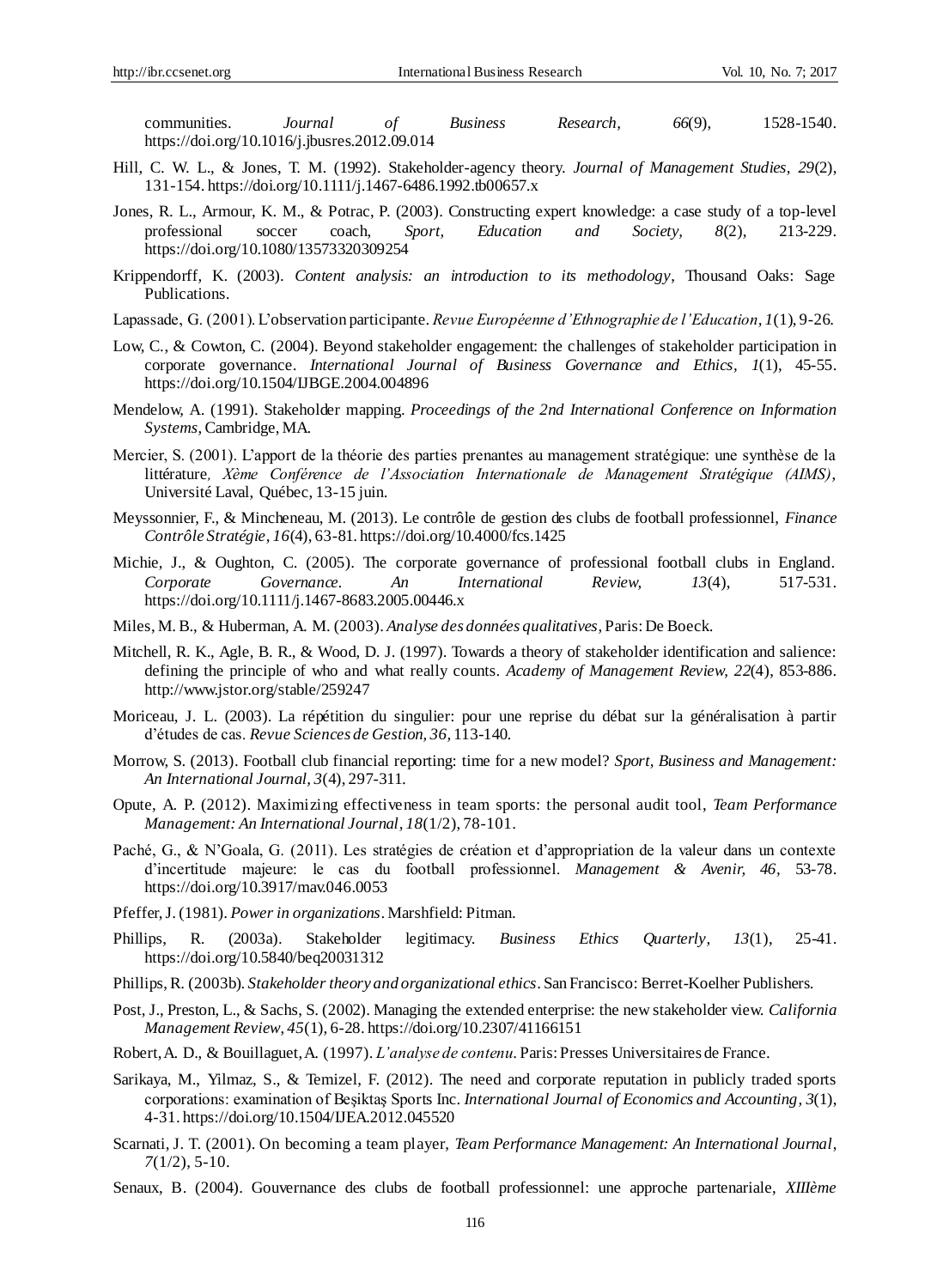communities. *Journal of Business Research*, *66*(9), 1528-1540. https://doi.org/10.1016/j.jbusres.2012.09.014

Hill, C. W. L., & Jones, T. M. (1992). Stakeholder-agency theory. *Journal of Management Studies, 29*(2), 131-154. https://doi.org/10.1111/j.1467-6486.1992.tb00657.x

Jones, R. L., Armour, K. M., & Potrac, P. (2003). Constructing expert knowledge: a case study of a top-level professional soccer coach, *Sport, Education and Society, 8*(2), 213-229. https://doi.org/10.1080/13573320309254

Krippendorff, K. (2003). *Content analysis: an introduction to its methodology*, Thousand Oaks: Sage Publications.

Lapassade, G. (2001). L'observation participante. *Revue Européenne d'Ethnographie de l'Education*, *1*(1), 9-26.

Low, C., & Cowton, C. (2004). Beyond stakeholder engagement: the challenges of stakeholder participation in corporate governance. *International Journal of Business Governance and Ethics, 1*(1), 45-55. https://doi.org/10.1504/IJBGE.2004.004896

Mendelow, A. (1991). Stakeholder mapping. *Proceedings of the 2nd International Conference on Information Systems*, Cambridge, MA.

Mercier, S. (2001). L'apport de la théorie des parties prenantes au management stratégique: une synthèse de la littérature*, Xème Conférence de l'Association Internationale de Management Stratégique (AIMS)*, Université Laval, Québec, 13-15 juin.

Meyssonnier, F., & Mincheneau, M. (2013). Le contrôle de gestion des clubs de football professionnel, *Finance Contrôle Stratégie*, *16*(4), 63-81. https://doi.org/10.4000/fcs.1425

Michie, J., & Oughton, C. (2005). The corporate governance of professional football clubs in England. *Corporate Governance. An International Review, 13*(4), 517-531. https://doi.org/10.1111/j.1467-8683.2005.00446.x

Miles, M. B., & Huberman, A. M. (2003). *Analyse des données qualitatives*, Paris: De Boeck.

Mitchell, R. K., Agle, B. R., & Wood, D. J. (1997). Towards a theory of stakeholder identification and salience: defining the principle of who and what really counts. *Academy of Management Review, 22*(4), 853-886. http://www.jstor.org/stable/259247

Moriceau, J. L. (2003). La répétition du singulier: pour une reprise du débat sur la généralisation à partir d'études de cas. *Revue Sciences de Gestion, 36*, 113-140.

Morrow, S. (2013). Football club financial reporting: time for a new model? *Sport, Business and Management: An International Journal, 3*(4), 297-311.

Opute, A. P. (2012). Maximizing effectiveness in team sports: the personal audit tool, *Team Performance Management: An International Journal*, *18*(1/2), 78-101.

Paché, G., & N'Goala, G. (2011). Les stratégies de création et d'appropriation de la valeur dans un contexte d'incertitude majeure: le cas du football professionnel. *Management & Avenir, 46*, 53-78. https://doi.org/10.3917/mav.046.0053

Pfeffer, J. (1981). *Power in organizations*. Marshfield: Pitman.

Phillips, R. (2003a). Stakeholder legitimacy. *Business Ethics Quarterly, 13*(1), 25-41. https://doi.org/10.5840/beq20031312

Phillips, R. (2003b). *Stakeholder theory and organizational ethics*. San Francisco: Berret-Koelher Publishers.

Post, J., Preston, L., & Sachs, S. (2002). Managing the extended enterprise: the new stakeholder view. *California Management Review*, *45*(1), 6-28. https://doi.org/10.2307/41166151

Robert, A. D., & Bouillaguet, A. (1997). *L'analyse de contenu*. Paris: Presses Universitaires de France.

Sarikaya, M., Yilmaz, S., & Temizel, F. (2012). The need and corporate reputation in publicly traded sports corporations: examination of Beşiktaş Sports Inc. *International Journal of Economics and Accounting, 3*(1), 4-31. https://doi.org/10.1504/IJEA.2012.045520

Scarnati, J. T. (2001). On becoming a team player, *Team Performance Management: An International Journal*, *7*(1/2), 5-10.

Senaux, B. (2004). Gouvernance des clubs de football professionnel: une approche partenariale, *XIIIème*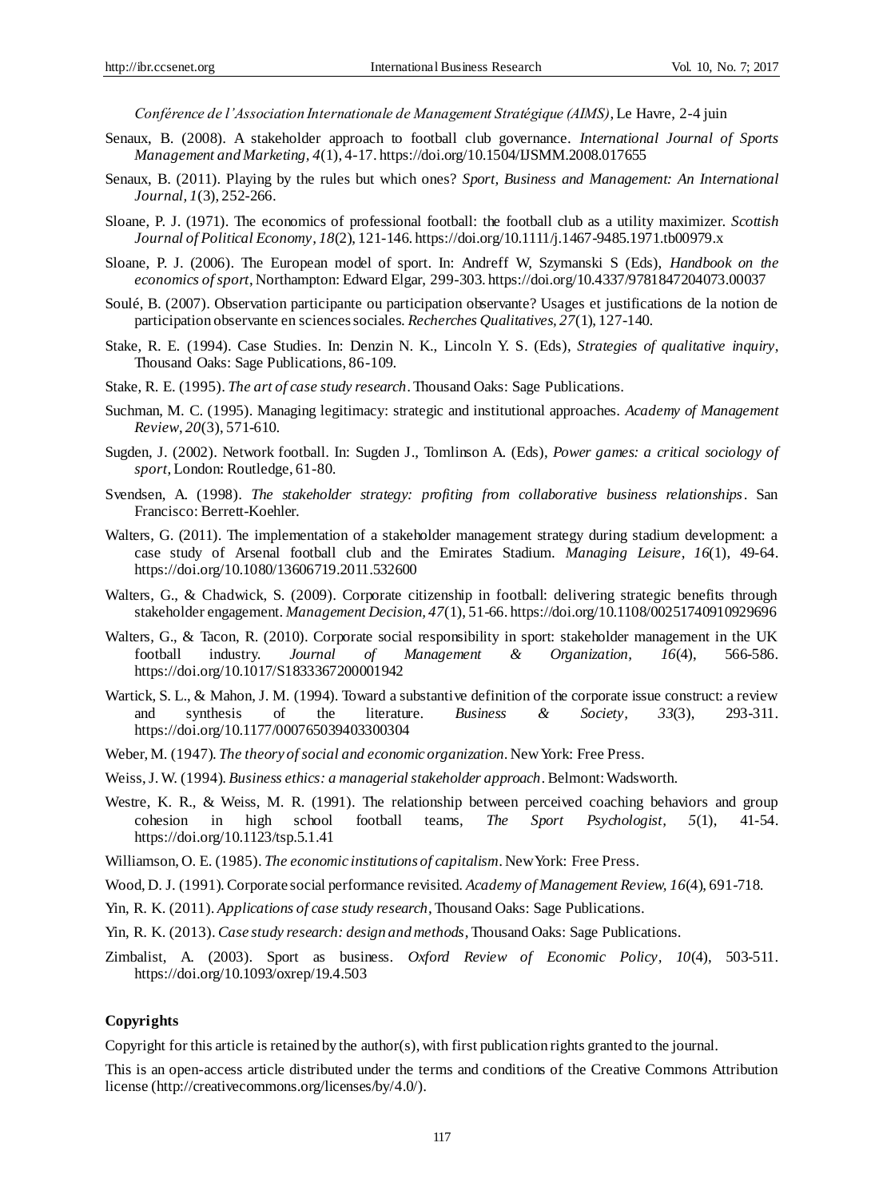*Conférence de l'Association Internationale de Management Stratégique (AIMS)*, Le Havre, 2-4 juin

Senaux, B. (2008). A stakeholder approach to football club governance. *International Journal of Sports Management and Marketing, 4*(1), 4-17. https://doi.org/10.1504/IJSMM.2008.017655

Senaux, B. (2011). Playing by the rules but which ones? *Sport, Business and Management: An International Journal, 1*(3), 252-266.

Sloane, P. J. (1971). The economics of professional football: the football club as a utility maximizer. *Scottish Journal of Political Economy, 18*(2), 121-146. https://doi.org/10.1111/j.1467-9485.1971.tb00979.x

Sloane, P. J. (2006). The European model of sport. In: Andreff W, Szymanski S (Eds), *Handbook on the economics of sport*, Northampton: Edward Elgar, 299-303. https://doi.org/10.4337/9781847204073.00037

Soulé, B. (2007). Observation participante ou participation observante? Usages et justifications de la notion de participation observante en sciences sociales. *Recherches Qualitatives, 27*(1), 127-140.

Stake, R. E. (1994). Case Studies. In: Denzin N. K., Lincoln Y. S. (Eds), *Strategies of qualitative inquiry*, Thousand Oaks: Sage Publications, 86-109.

Stake, R. E. (1995). *The art of case study research*. Thousand Oaks: Sage Publications.

Suchman, M. C. (1995). Managing legitimacy: strategic and institutional approaches. *Academy of Management Review, 20*(3), 571-610.

Sugden, J. (2002). Network football. In: Sugden J., Tomlinson A. (Eds), *Power games: a critical sociology of sport*, London: Routledge, 61-80.

Svendsen, A. (1998). *The stakeholder strategy: profiting from collaborative business relationships*. San Francisco: Berrett-Koehler.

Walters, G. (2011). The implementation of a stakeholder management strategy during stadium development: a case study of Arsenal football club and the Emirates Stadium. *Managing Leisure, 16*(1), 49-64. https://doi.org/10.1080/13606719.2011.532600

Walters, G., & Chadwick, S. (2009). Corporate citizenship in football: delivering strategic benefits through stakeholder engagement. *Management Decision, 47*(1), 51-66. https://doi.org/10.1108/00251740910929696

Walters, G., & Tacon, R. (2010). Corporate social responsibility in sport: stakeholder management in the UK football industry. *Journal of Management & Organization, 16*(4), 566-586. https://doi.org/10.1017/S1833367200001942

Wartick, S. L., & Mahon, J. M. (1994). Toward a substantive definition of the corporate issue construct: a review and synthesis of the literature. *Business & Society, 33*(3), 293-311. https://doi.org/10.1177/000765039403300304

Weber, M. (1947). *The theory of social and economic organization*. New York: Free Press.

Weiss, J. W. (1994). *Business ethics: a managerial stakeholder approach*. Belmont: Wadsworth.

Westre, K. R., & Weiss, M. R. (1991). The relationship between perceived coaching behaviors and group cohesion in high school football teams, *The Sport Psychologist, 5*(1), 41-54. https://doi.org/10.1123/tsp.5.1.41

Williamson, O. E. (1985). *The economic institutions of capitalism*. New York: Free Press.

Wood, D. J. (1991). Corporate social performance revisited. *Academy of Management Review, 16*(4), 691-718.

Yin, R. K. (2011). *Applications of case study research*, Thousand Oaks: Sage Publications.

Yin, R. K. (2013). *Case study research: design and methods*, Thousand Oaks: Sage Publications.

Zimbalist, A. (2003). Sport as business. *Oxford Review of Economic Policy, 10*(4), 503-511. https://doi.org/10.1093/oxrep/19.4.503

### Copyrights

Copyright for this article is retained by the author(s), with first publication rights granted to the journal.

This is an open-access article distributed under the terms and conditions of the Creative Commons Attribution license (http://creativecommons.org/licenses/by/4.0/).